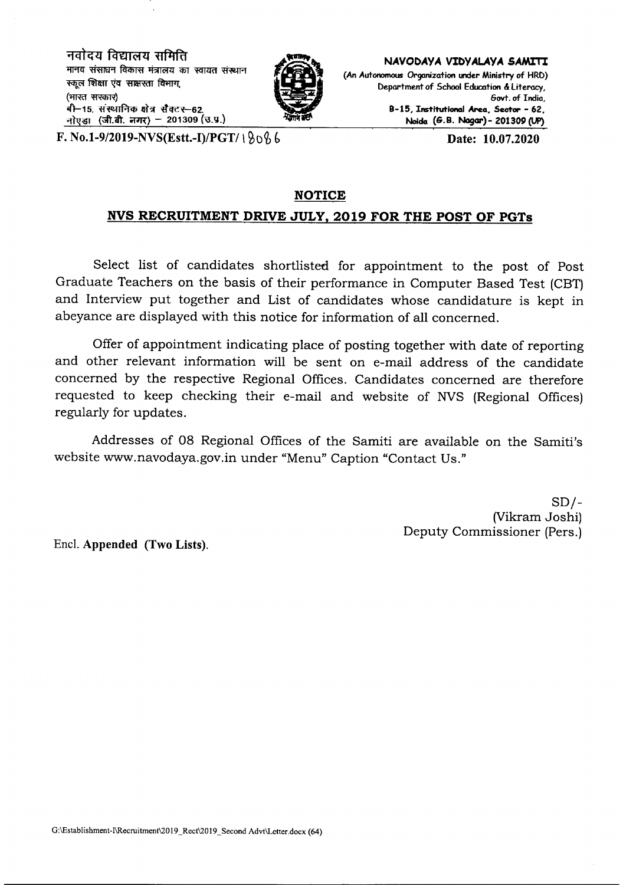नवोदय विद्यालय समिति
मानव संसाधन विकास मंत्रालय का स्वायत संस्थान
स्कूल शिक्षा एंव साक्षरता विभाग,
(भारत सरकार)
बी–15, संस्थानिक क्षेत्र सैक्टर–62,
नोएडा (जी.बी. नगर) – 201309 (उ.प्र.)

**NAVODAYA VIDYALAYA SAMITI**
(An Autonomous Organization under Ministry of HRD)
Department of School Education & Literacy,
Govt. of India,
B-15, Institutional Area, Sector - 62,
Noida (G.B. Nagar) - 201309 (UP)

**F. No.1-9/2019-NVS(Estt.-I)/PGT/ 18086** **Date: 10.07.2020**

## NOTICE

## NVS RECRUITMENT DRIVE JULY, 2019 FOR THE POST OF PGTs

Select list of candidates shortlisted for appointment to the post of Post Graduate Teachers on the basis of their performance in Computer Based Test (CBT) and Interview put together and List of candidates whose candidature is kept in abeyance are displayed with this notice for information of all concerned.

Offer of appointment indicating place of posting together with date of reporting and other relevant information will be sent on e-mail address of the candidate concerned by the respective Regional Offices. Candidates concerned are therefore requested to keep checking their e-mail and website of NVS (Regional Offices) regularly for updates.

Addresses of 08 Regional Offices of the Samiti are available on the Samiti's website www.navodaya.gov.in under "Menu" Caption "Contact Us."

SD/-
(Vikram Joshi)
Deputy Commissioner (Pers.)

Encl. **Appended (Two Lists)**.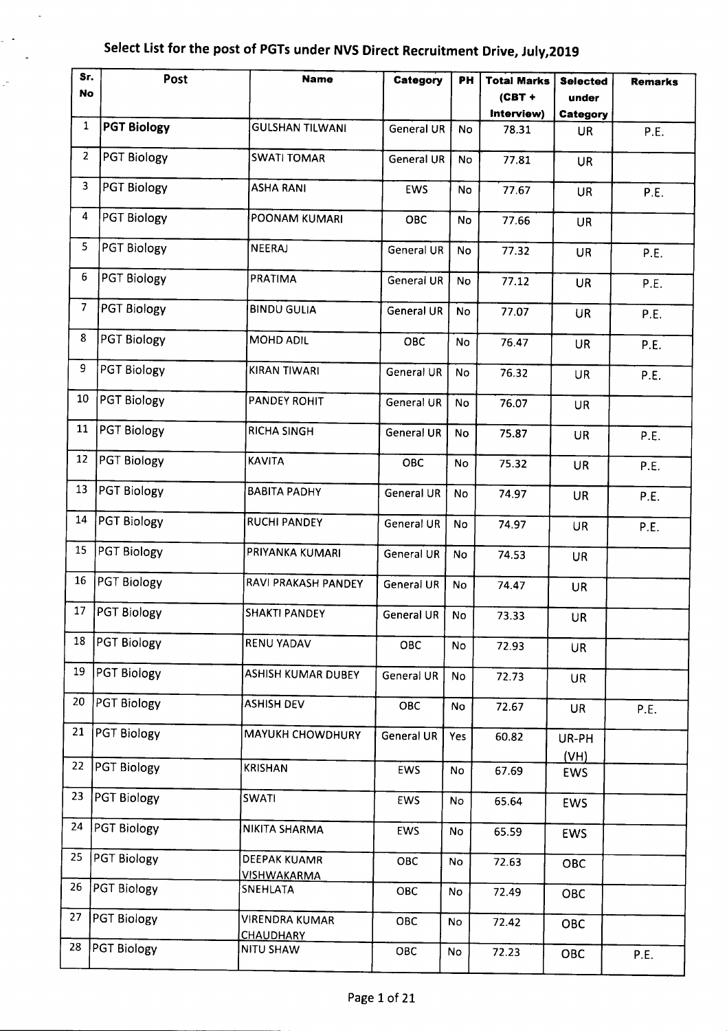# Select List for the post of PGTs under NVS Direct Recruitment Drive, July,2019

| Sr. No | Post | Name | Category | PH | Total Marks (CBT + Interview) | Selected under Category | Remarks |
|---|---|---|---|---|---|---|---|
| 1 | **PGT Biology** | GULSHAN TILWANI | General UR | No | 78.31 | UR | P.E. |
| 2 | PGT Biology | SWATI TOMAR | General UR | No | 77.81 | UR | |
| 3 | PGT Biology | ASHA RANI | EWS | No | 77.67 | UR | P.E. |
| 4 | PGT Biology | POONAM KUMARI | OBC | No | 77.66 | UR | |
| 5 | PGT Biology | NEERAJ | General UR | No | 77.32 | UR | P.E. |
| 6 | PGT Biology | PRATIMA | General UR | No | 77.12 | UR | P.E. |
| 7 | PGT Biology | BINDU GULIA | General UR | No | 77.07 | UR | P.E. |
| 8 | PGT Biology | MOHD ADIL | OBC | No | 76.47 | UR | P.E. |
| 9 | PGT Biology | KIRAN TIWARI | General UR | No | 76.32 | UR | P.E. |
| 10 | PGT Biology | PANDEY ROHIT | General UR | No | 76.07 | UR | |
| 11 | PGT Biology | RICHA SINGH | General UR | No | 75.87 | UR | P.E. |
| 12 | PGT Biology | KAVITA | OBC | No | 75.32 | UR | P.E. |
| 13 | PGT Biology | BABITA PADHY | General UR | No | 74.97 | UR | P.E. |
| 14 | PGT Biology | RUCHI PANDEY | General UR | No | 74.97 | UR | P.E. |
| 15 | PGT Biology | PRIYANKA KUMARI | General UR | No | 74.53 | UR | |
| 16 | PGT Biology | RAVI PRAKASH PANDEY | General UR | No | 74.47 | UR | |
| 17 | PGT Biology | SHAKTI PANDEY | General UR | No | 73.33 | UR | |
| 18 | PGT Biology | RENU YADAV | OBC | No | 72.93 | UR | |
| 19 | PGT Biology | ASHISH KUMAR DUBEY | General UR | No | 72.73 | UR | |
| 20 | PGT Biology | ASHISH DEV | OBC | No | 72.67 | UR | P.E. |
| 21 | PGT Biology | MAYUKH CHOWDHURY | General UR | Yes | 60.82 | UR-PH (VH) | |
| 22 | PGT Biology | KRISHAN | EWS | No | 67.69 | EWS | |
| 23 | PGT Biology | SWATI | EWS | No | 65.64 | EWS | |
| 24 | PGT Biology | NIKITA SHARMA | EWS | No | 65.59 | EWS | |
| 25 | PGT Biology | DEEPAK KUAMR VISHWAKARMA | OBC | No | 72.63 | OBC | |
| 26 | PGT Biology | SNEHLATA | OBC | No | 72.49 | OBC | |
| 27 | PGT Biology | VIRENDRA KUMAR CHAUDHARY | OBC | No | 72.42 | OBC | |
| 28 | PGT Biology | NITU SHAW | OBC | No | 72.23 | OBC | P.E. |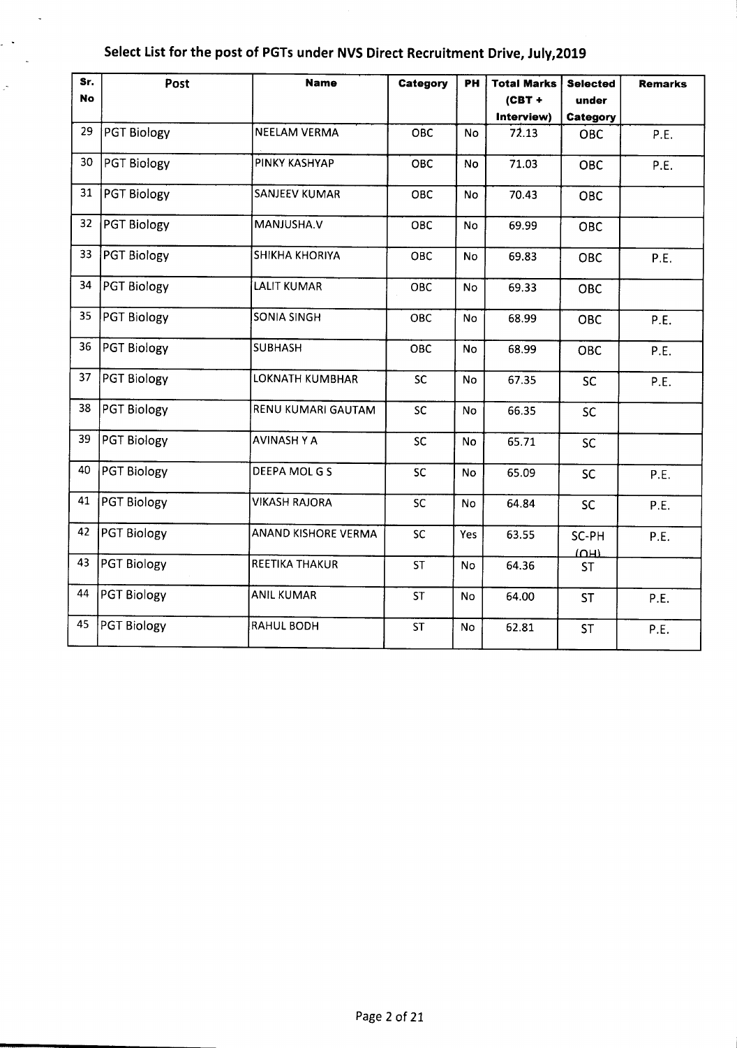## Select List for the post of PGTs under NVS Direct Recruitment Drive, July,2019

| Sr. No | Post | Name | Category | PH | Total Marks (CBT + Interview) | Selected under Category | Remarks |
|---|---|---|---|---|---|---|---|
| 29 | PGT Biology | NEELAM VERMA | OBC | No | 72.13 | OBC | P.E. |
| 30 | PGT Biology | PINKY KASHYAP | OBC | No | 71.03 | OBC | P.E. |
| 31 | PGT Biology | SANJEEV KUMAR | OBC | No | 70.43 | OBC | |
| 32 | PGT Biology | MANJUSHA.V | OBC | No | 69.99 | OBC | |
| 33 | PGT Biology | SHIKHA KHORIYA | OBC | No | 69.83 | OBC | P.E. |
| 34 | PGT Biology | LALIT KUMAR | OBC | No | 69.33 | OBC | |
| 35 | PGT Biology | SONIA SINGH | OBC | No | 68.99 | OBC | P.E. |
| 36 | PGT Biology | SUBHASH | OBC | No | 68.99 | OBC | P.E. |
| 37 | PGT Biology | LOKNATH KUMBHAR | SC | No | 67.35 | SC | P.E. |
| 38 | PGT Biology | RENU KUMARI GAUTAM | SC | No | 66.35 | SC | |
| 39 | PGT Biology | AVINASH Y A | SC | No | 65.71 | SC | |
| 40 | PGT Biology | DEEPA MOL G S | SC | No | 65.09 | SC | P.E. |
| 41 | PGT Biology | VIKASH RAJORA | SC | No | 64.84 | SC | P.E. |
| 42 | PGT Biology | ANAND KISHORE VERMA | SC | Yes | 63.55 | SC-PH (OH) | P.E. |
| 43 | PGT Biology | REETIKA THAKUR | ST | No | 64.36 | ST | |
| 44 | PGT Biology | ANIL KUMAR | ST | No | 64.00 | ST | P.E. |
| 45 | PGT Biology | RAHUL BODH | ST | No | 62.81 | ST | P.E. |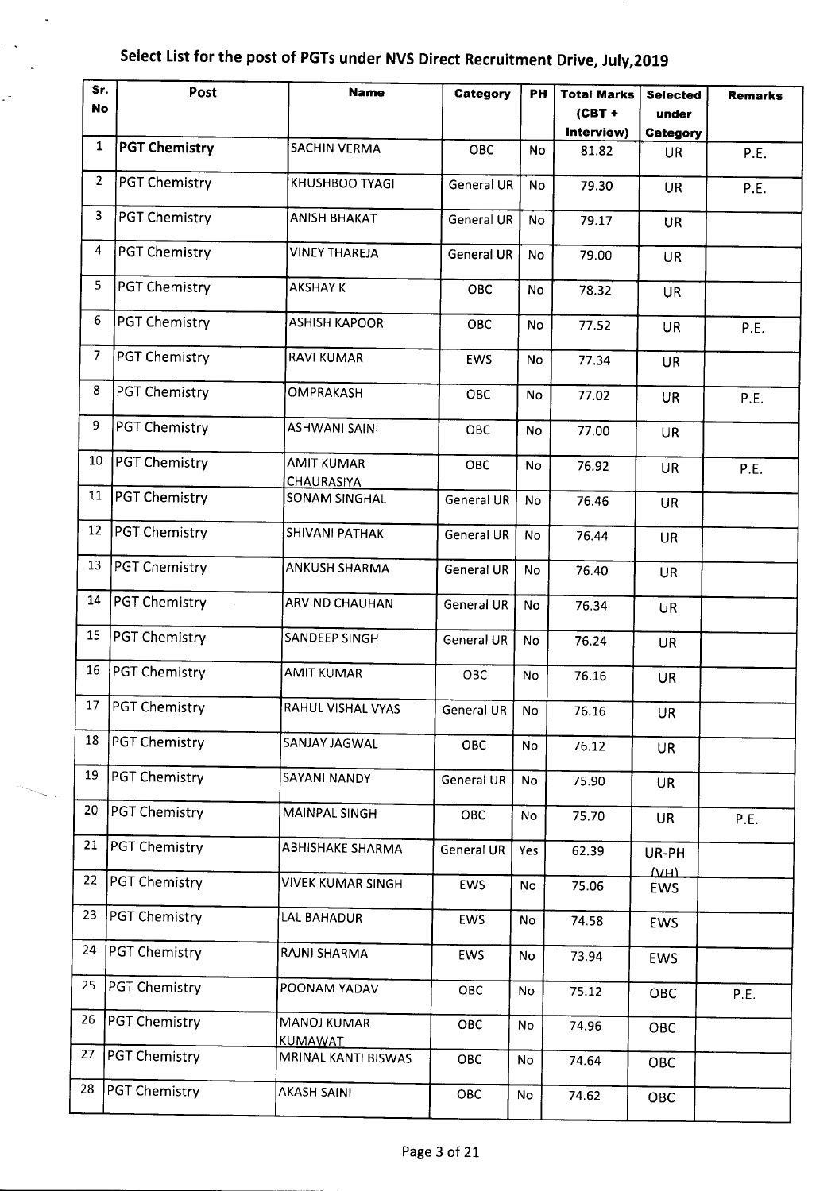# Select List for the post of PGTs under NVS Direct Recruitment Drive, July,2019

| Sr. No | Post | Name | Category | PH | Total Marks (CBT + Interview) | Selected under Category | Remarks |
|---|---|---|---|---|---|---|---|
| 1 | **PGT Chemistry** | SACHIN VERMA | OBC | No | 81.82 | UR | P.E. |
| 2 | PGT Chemistry | KHUSHBOO TYAGI | General UR | No | 79.30 | UR | P.E. |
| 3 | PGT Chemistry | ANISH BHAKAT | General UR | No | 79.17 | UR | |
| 4 | PGT Chemistry | VINEY THAREJA | General UR | No | 79.00 | UR | |
| 5 | PGT Chemistry | AKSHAY K | OBC | No | 78.32 | UR | |
| 6 | PGT Chemistry | ASHISH KAPOOR | OBC | No | 77.52 | UR | P.E. |
| 7 | PGT Chemistry | RAVI KUMAR | EWS | No | 77.34 | UR | |
| 8 | PGT Chemistry | OMPRAKASH | OBC | No | 77.02 | UR | P.E. |
| 9 | PGT Chemistry | ASHWANI SAINI | OBC | No | 77.00 | UR | |
| 10 | PGT Chemistry | AMIT KUMAR CHAURASIYA | OBC | No | 76.92 | UR | P.E. |
| 11 | PGT Chemistry | SONAM SINGHAL | General UR | No | 76.46 | UR | |
| 12 | PGT Chemistry | SHIVANI PATHAK | General UR | No | 76.44 | UR | |
| 13 | PGT Chemistry | ANKUSH SHARMA | General UR | No | 76.40 | UR | |
| 14 | PGT Chemistry | ARVIND CHAUHAN | General UR | No | 76.34 | UR | |
| 15 | PGT Chemistry | SANDEEP SINGH | General UR | No | 76.24 | UR | |
| 16 | PGT Chemistry | AMIT KUMAR | OBC | No | 76.16 | UR | |
| 17 | PGT Chemistry | RAHUL VISHAL VYAS | General UR | No | 76.16 | UR | |
| 18 | PGT Chemistry | SANJAY JAGWAL | OBC | No | 76.12 | UR | |
| 19 | PGT Chemistry | SAYANI NANDY | General UR | No | 75.90 | UR | |
| 20 | PGT Chemistry | MAINPAL SINGH | OBC | No | 75.70 | UR | P.E. |
| 21 | PGT Chemistry | ABHISHAKE SHARMA | General UR | Yes | 62.39 | UR-PH (VH) | |
| 22 | PGT Chemistry | VIVEK KUMAR SINGH | EWS | No | 75.06 | EWS | |
| 23 | PGT Chemistry | LAL BAHADUR | EWS | No | 74.58 | EWS | |
| 24 | PGT Chemistry | RAJNI SHARMA | EWS | No | 73.94 | EWS | |
| 25 | PGT Chemistry | POONAM YADAV | OBC | No | 75.12 | OBC | P.E. |
| 26 | PGT Chemistry | MANOJ KUMAR KUMAWAT | OBC | No | 74.96 | OBC | |
| 27 | PGT Chemistry | MRINAL KANTI BISWAS | OBC | No | 74.64 | OBC | |
| 28 | PGT Chemistry | AKASH SAINI | OBC | No | 74.62 | OBC | |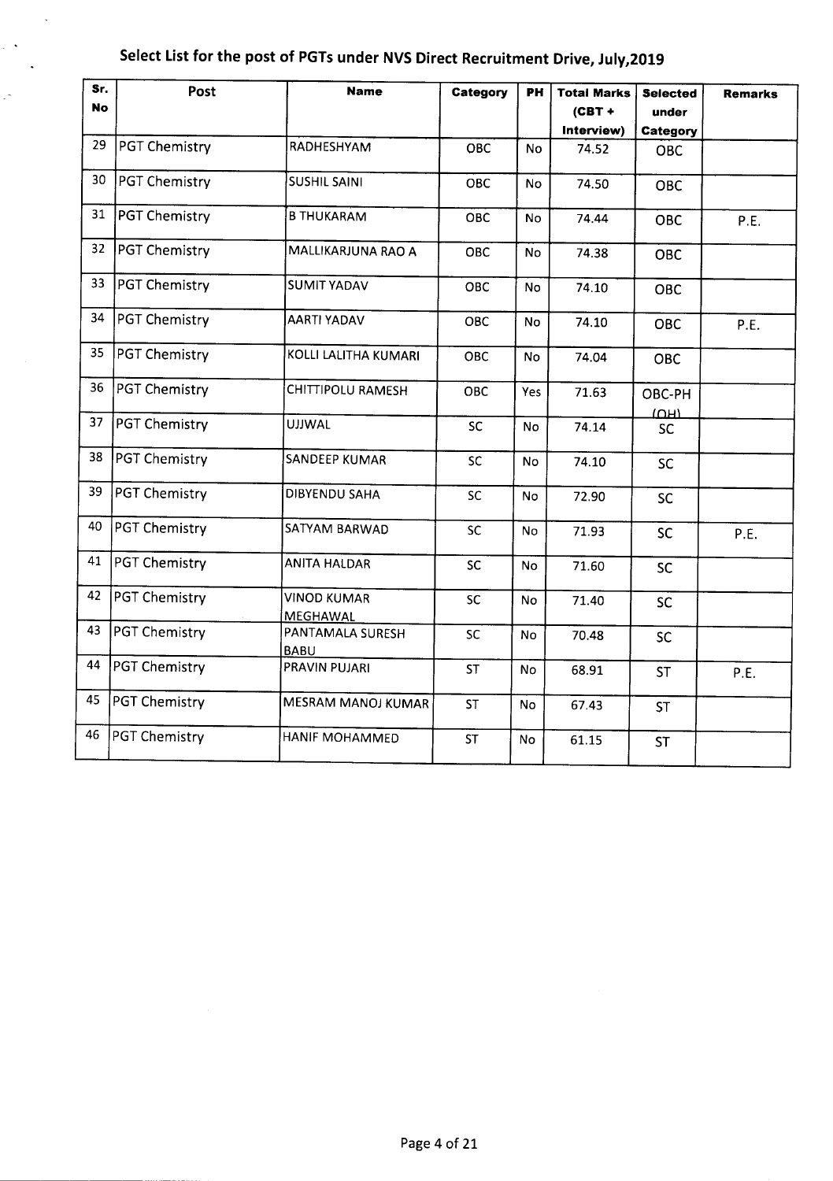# Select List for the post of PGTs under NVS Direct Recruitment Drive, July,2019

| Sr. No | Post | Name | Category | PH | Total Marks (CBT + Interview) | Selected under Category | Remarks |
|---|---|---|---|---|---|---|---|
| 29 | PGT Chemistry | RADHESHYAM | OBC | No | 74.52 | OBC | |
| 30 | PGT Chemistry | SUSHIL SAINI | OBC | No | 74.50 | OBC | |
| 31 | PGT Chemistry | B THUKARAM | OBC | No | 74.44 | OBC | P.E. |
| 32 | PGT Chemistry | MALLIKARJUNA RAO A | OBC | No | 74.38 | OBC | |
| 33 | PGT Chemistry | SUMIT YADAV | OBC | No | 74.10 | OBC | |
| 34 | PGT Chemistry | AARTI YADAV | OBC | No | 74.10 | OBC | P.E. |
| 35 | PGT Chemistry | KOLLI LALITHA KUMARI | OBC | No | 74.04 | OBC | |
| 36 | PGT Chemistry | CHITTIPOLU RAMESH | OBC | Yes | 71.63 | OBC-PH (OH) | |
| 37 | PGT Chemistry | UJJWAL | SC | No | 74.14 | SC | |
| 38 | PGT Chemistry | SANDEEP KUMAR | SC | No | 74.10 | SC | |
| 39 | PGT Chemistry | DIBYENDU SAHA | SC | No | 72.90 | SC | |
| 40 | PGT Chemistry | SATYAM BARWAD | SC | No | 71.93 | SC | P.E. |
| 41 | PGT Chemistry | ANITA HALDAR | SC | No | 71.60 | SC | |
| 42 | PGT Chemistry | VINOD KUMAR MEGHAWAL | SC | No | 71.40 | SC | |
| 43 | PGT Chemistry | PANTAMALA SURESH BABU | SC | No | 70.48 | SC | |
| 44 | PGT Chemistry | PRAVIN PUJARI | ST | No | 68.91 | ST | P.E. |
| 45 | PGT Chemistry | MESRAM MANOJ KUMAR | ST | No | 67.43 | ST | |
| 46 | PGT Chemistry | HANIF MOHAMMED | ST | No | 61.15 | ST | |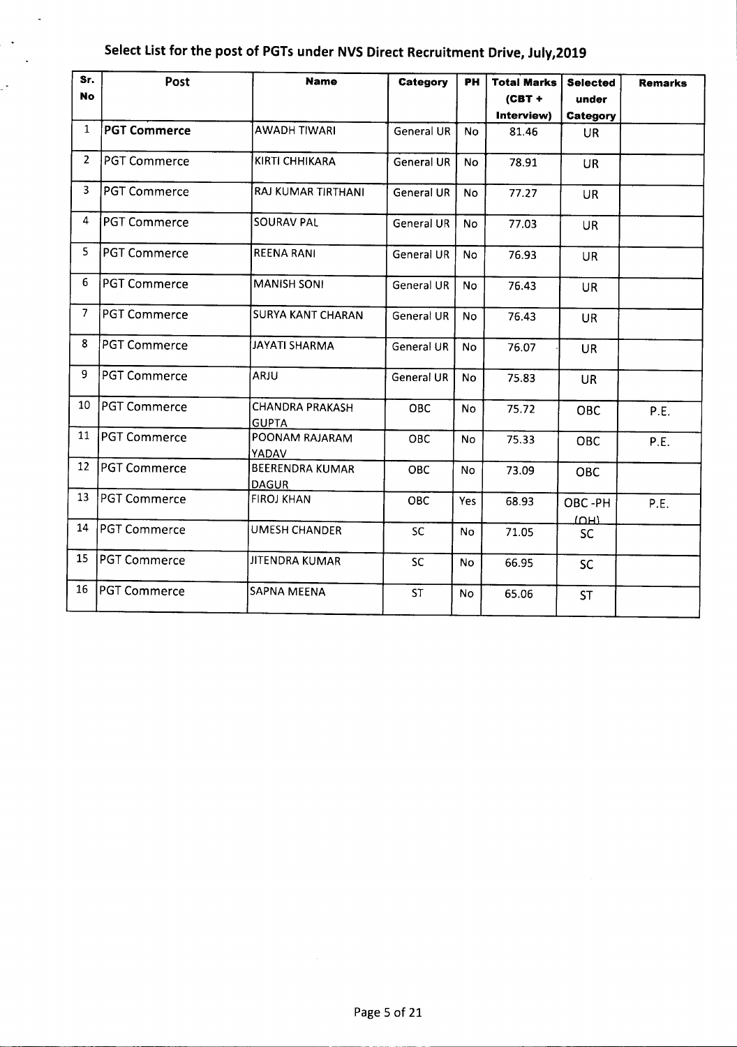# Select List for the post of PGTs under NVS Direct Recruitment Drive, July,2019

| Sr. No | Post | Name | Category | PH | Total Marks (CBT + Interview) | Selected under Category | Remarks |
|---|---|---|---|---|---|---|---|
| 1 | **PGT Commerce** | AWADH TIWARI | General UR | No | 81.46 | UR | |
| 2 | PGT Commerce | KIRTI CHHIKARA | General UR | No | 78.91 | UR | |
| 3 | PGT Commerce | RAJ KUMAR TIRTHANI | General UR | No | 77.27 | UR | |
| 4 | PGT Commerce | SOURAV PAL | General UR | No | 77.03 | UR | |
| 5 | PGT Commerce | REENA RANI | General UR | No | 76.93 | UR | |
| 6 | PGT Commerce | MANISH SONI | General UR | No | 76.43 | UR | |
| 7 | PGT Commerce | SURYA KANT CHARAN | General UR | No | 76.43 | UR | |
| 8 | PGT Commerce | JAYATI SHARMA | General UR | No | 76.07 | UR | |
| 9 | PGT Commerce | ARJU | General UR | No | 75.83 | UR | |
| 10 | PGT Commerce | CHANDRA PRAKASH GUPTA | OBC | No | 75.72 | OBC | P.E. |
| 11 | PGT Commerce | POONAM RAJARAM YADAV | OBC | No | 75.33 | OBC | P.E. |
| 12 | PGT Commerce | BEERENDRA KUMAR DAGUR | OBC | No | 73.09 | OBC | |
| 13 | PGT Commerce | FIROJ KHAN | OBC | Yes | 68.93 | OBC -PH (OH) | P.E. |
| 14 | PGT Commerce | UMESH CHANDER | SC | No | 71.05 | SC | |
| 15 | PGT Commerce | JITENDRA KUMAR | SC | No | 66.95 | SC | |
| 16 | PGT Commerce | SAPNA MEENA | ST | No | 65.06 | ST | |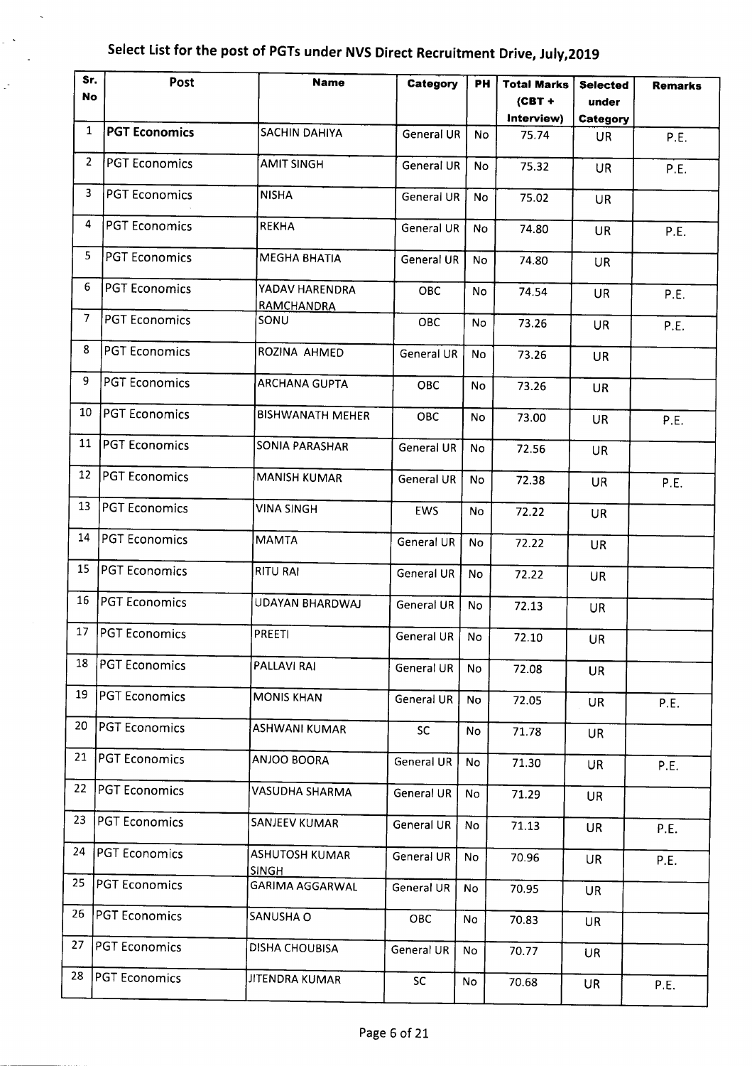# Select List for the post of PGTs under NVS Direct Recruitment Drive, July,2019

| Sr. No | Post | Name | Category | PH | Total Marks (CBT + Interview) | Selected under Category | Remarks |
|---|---|---|---|---|---|---|---|
| 1 | **PGT Economics** | SACHIN DAHIYA | General UR | No | 75.74 | UR | P.E. |
| 2 | PGT Economics | AMIT SINGH | General UR | No | 75.32 | UR | P.E. |
| 3 | PGT Economics | NISHA | General UR | No | 75.02 | UR | |
| 4 | PGT Economics | REKHA | General UR | No | 74.80 | UR | P.E. |
| 5 | PGT Economics | MEGHA BHATIA | General UR | No | 74.80 | UR | |
| 6 | PGT Economics | YADAV HARENDRA RAMCHANDRA | OBC | No | 74.54 | UR | P.E. |
| 7 | PGT Economics | SONU | OBC | No | 73.26 | UR | P.E. |
| 8 | PGT Economics | ROZINA AHMED | General UR | No | 73.26 | UR | |
| 9 | PGT Economics | ARCHANA GUPTA | OBC | No | 73.26 | UR | |
| 10 | PGT Economics | BISHWANATH MEHER | OBC | No | 73.00 | UR | P.E. |
| 11 | PGT Economics | SONIA PARASHAR | General UR | No | 72.56 | UR | |
| 12 | PGT Economics | MANISH KUMAR | General UR | No | 72.38 | UR | P.E. |
| 13 | PGT Economics | VINA SINGH | EWS | No | 72.22 | UR | |
| 14 | PGT Economics | MAMTA | General UR | No | 72.22 | UR | |
| 15 | PGT Economics | RITU RAI | General UR | No | 72.22 | UR | |
| 16 | PGT Economics | UDAYAN BHARDWAJ | General UR | No | 72.13 | UR | |
| 17 | PGT Economics | PREETI | General UR | No | 72.10 | UR | |
| 18 | PGT Economics | PALLAVI RAI | General UR | No | 72.08 | UR | |
| 19 | PGT Economics | MONIS KHAN | General UR | No | 72.05 | UR | P.E. |
| 20 | PGT Economics | ASHWANI KUMAR | SC | No | 71.78 | UR | |
| 21 | PGT Economics | ANJOO BOORA | General UR | No | 71.30 | UR | P.E. |
| 22 | PGT Economics | VASUDHA SHARMA | General UR | No | 71.29 | UR | |
| 23 | PGT Economics | SANJEEV KUMAR | General UR | No | 71.13 | UR | P.E. |
| 24 | PGT Economics | ASHUTOSH KUMAR SINGH | General UR | No | 70.96 | UR | P.E. |
| 25 | PGT Economics | GARIMA AGGARWAL | General UR | No | 70.95 | UR | |
| 26 | PGT Economics | SANUSHA O | OBC | No | 70.83 | UR | |
| 27 | PGT Economics | DISHA CHOUBISA | General UR | No | 70.77 | UR | |
| 28 | PGT Economics | JITENDRA KUMAR | SC | No | 70.68 | UR | P.E. |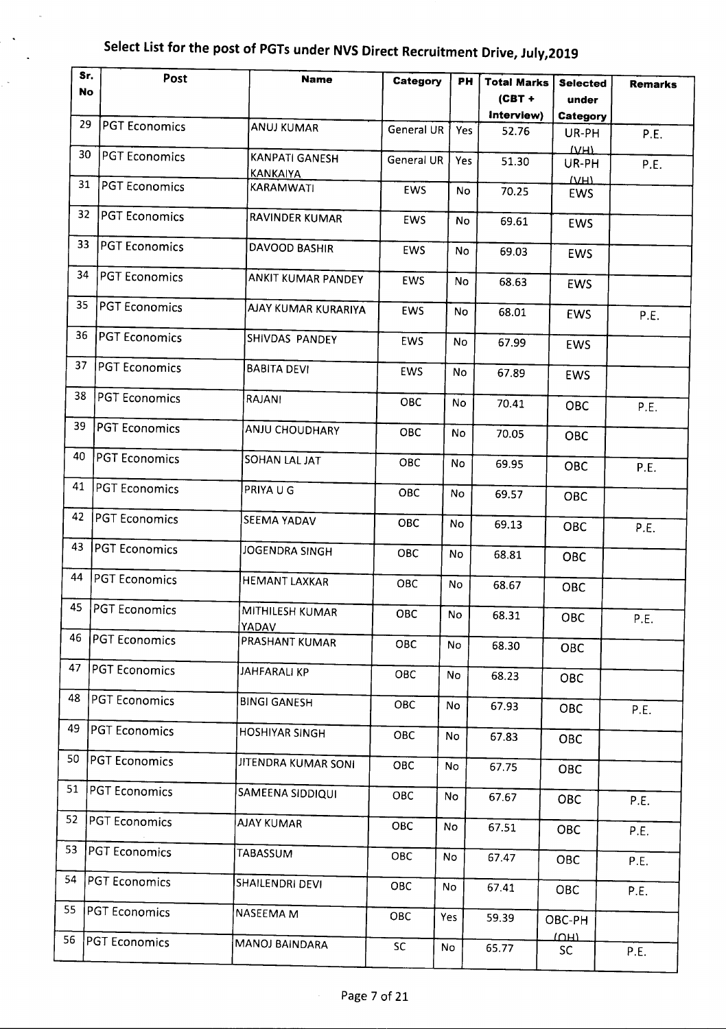# Select List for the post of PGTs under NVS Direct Recruitment Drive, July,2019

| Sr. No | Post | Name | Category | PH | Total Marks (CBT + Interview) | Selected under Category | Remarks |
|---|---|---|---|---|---|---|---|
| 29 | PGT Economics | ANUJ KUMAR | General UR | Yes | 52.76 | UR-PH (VH) | P.E. |
| 30 | PGT Economics | KANPATI GANESH KANKAIYA | General UR | Yes | 51.30 | UR-PH (VH) | P.E. |
| 31 | PGT Economics | KARAMWATI | EWS | No | 70.25 | EWS | |
| 32 | PGT Economics | RAVINDER KUMAR | EWS | No | 69.61 | EWS | |
| 33 | PGT Economics | DAVOOD BASHIR | EWS | No | 69.03 | EWS | |
| 34 | PGT Economics | ANKIT KUMAR PANDEY | EWS | No | 68.63 | EWS | |
| 35 | PGT Economics | AJAY KUMAR KURARIYA | EWS | No | 68.01 | EWS | P.E. |
| 36 | PGT Economics | SHIVDAS PANDEY | EWS | No | 67.99 | EWS | |
| 37 | PGT Economics | BABITA DEVI | EWS | No | 67.89 | EWS | |
| 38 | PGT Economics | RAJANI | OBC | No | 70.41 | OBC | P.E. |
| 39 | PGT Economics | ANJU CHOUDHARY | OBC | No | 70.05 | OBC | |
| 40 | PGT Economics | SOHAN LAL JAT | OBC | No | 69.95 | OBC | P.E. |
| 41 | PGT Economics | PRIYA U G | OBC | No | 69.57 | OBC | |
| 42 | PGT Economics | SEEMA YADAV | OBC | No | 69.13 | OBC | P.E. |
| 43 | PGT Economics | JOGENDRA SINGH | OBC | No | 68.81 | OBC | |
| 44 | PGT Economics | HEMANT LAXKAR | OBC | No | 68.67 | OBC | |
| 45 | PGT Economics | MITHILESH KUMAR YADAV | OBC | No | 68.31 | OBC | P.E. |
| 46 | PGT Economics | PRASHANT KUMAR | OBC | No | 68.30 | OBC | |
| 47 | PGT Economics | JAHFARALI KP | OBC | No | 68.23 | OBC | |
| 48 | PGT Economics | BINGI GANESH | OBC | No | 67.93 | OBC | P.E. |
| 49 | PGT Economics | HOSHIYAR SINGH | OBC | No | 67.83 | OBC | |
| 50 | PGT Economics | JITENDRA KUMAR SONI | OBC | No | 67.75 | OBC | |
| 51 | PGT Economics | SAMEENA SIDDIQUI | OBC | No | 67.67 | OBC | P.E. |
| 52 | PGT Economics | AJAY KUMAR | OBC | No | 67.51 | OBC | P.E. |
| 53 | PGT Economics | TABASSUM | OBC | No | 67.47 | OBC | P.E. |
| 54 | PGT Economics | SHAILENDRI DEVI | OBC | No | 67.41 | OBC | P.E. |
| 55 | PGT Economics | NASEEMA M | OBC | Yes | 59.39 | OBC-PH (OH) | |
| 56 | PGT Economics | MANOJ BAINDARA | SC | No | 65.77 | SC | P.E. |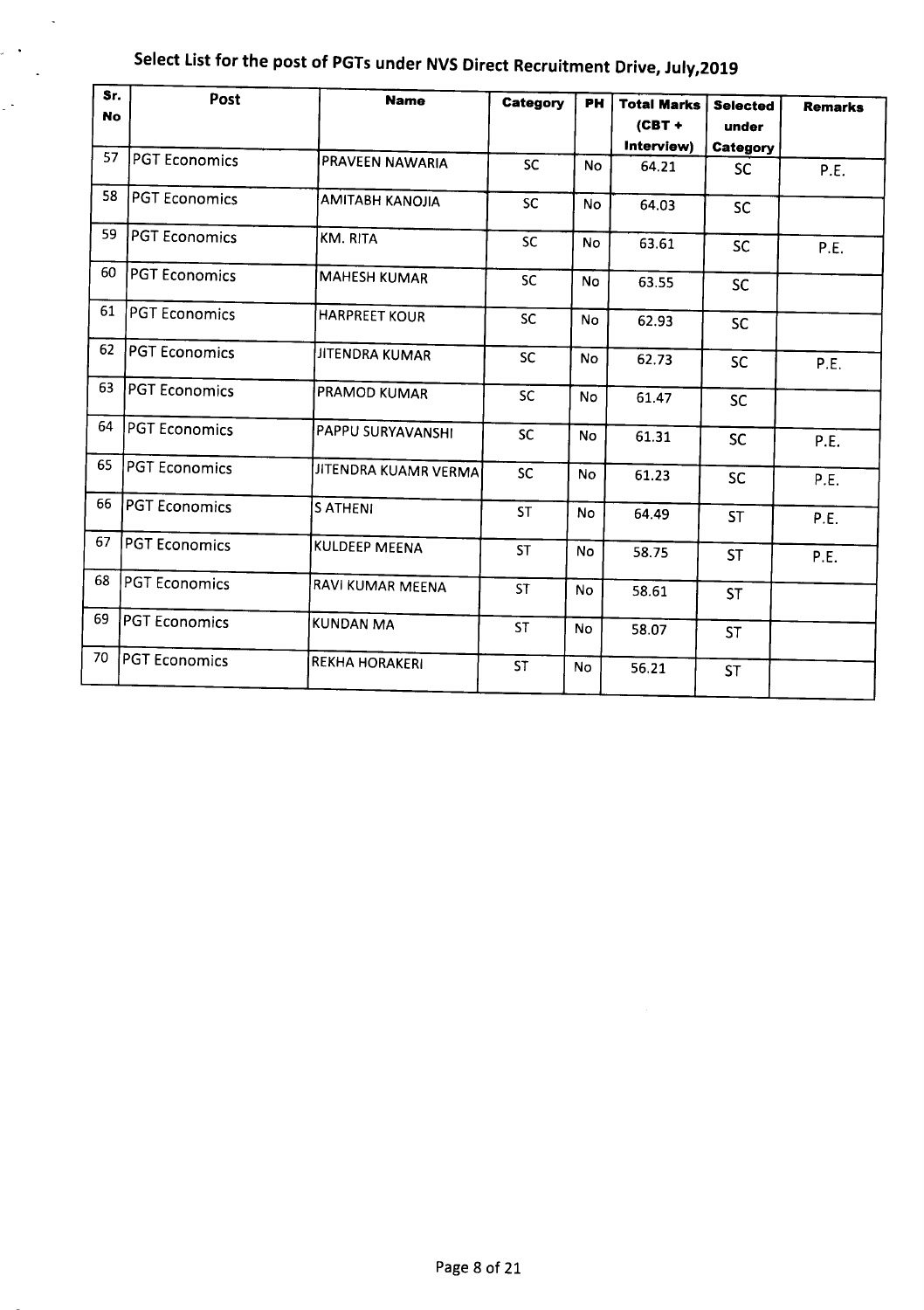# Select List for the post of PGTs under NVS Direct Recruitment Drive, July,2019

| Sr. No | Post | Name | Category | PH | Total Marks (CBT + Interview) | Selected under Category | Remarks |
|---|---|---|---|---|---|---|---|
| 57 | PGT Economics | PRAVEEN NAWARIA | SC | No | 64.21 | SC | P.E. |
| 58 | PGT Economics | AMITABH KANOJIA | SC | No | 64.03 | SC | |
| 59 | PGT Economics | KM. RITA | SC | No | 63.61 | SC | P.E. |
| 60 | PGT Economics | MAHESH KUMAR | SC | No | 63.55 | SC | |
| 61 | PGT Economics | HARPREET KOUR | SC | No | 62.93 | SC | |
| 62 | PGT Economics | JITENDRA KUMAR | SC | No | 62.73 | SC | P.E. |
| 63 | PGT Economics | PRAMOD KUMAR | SC | No | 61.47 | SC | |
| 64 | PGT Economics | PAPPU SURYAVANSHI | SC | No | 61.31 | SC | P.E. |
| 65 | PGT Economics | JITENDRA KUAMR VERMA | SC | No | 61.23 | SC | P.E. |
| 66 | PGT Economics | S ATHENI | ST | No | 64.49 | ST | P.E. |
| 67 | PGT Economics | KULDEEP MEENA | ST | No | 58.75 | ST | P.E. |
| 68 | PGT Economics | RAVI KUMAR MEENA | ST | No | 58.61 | ST | |
| 69 | PGT Economics | KUNDAN MA | ST | No | 58.07 | ST | |
| 70 | PGT Economics | REKHA HORAKERI | ST | No | 56.21 | ST | |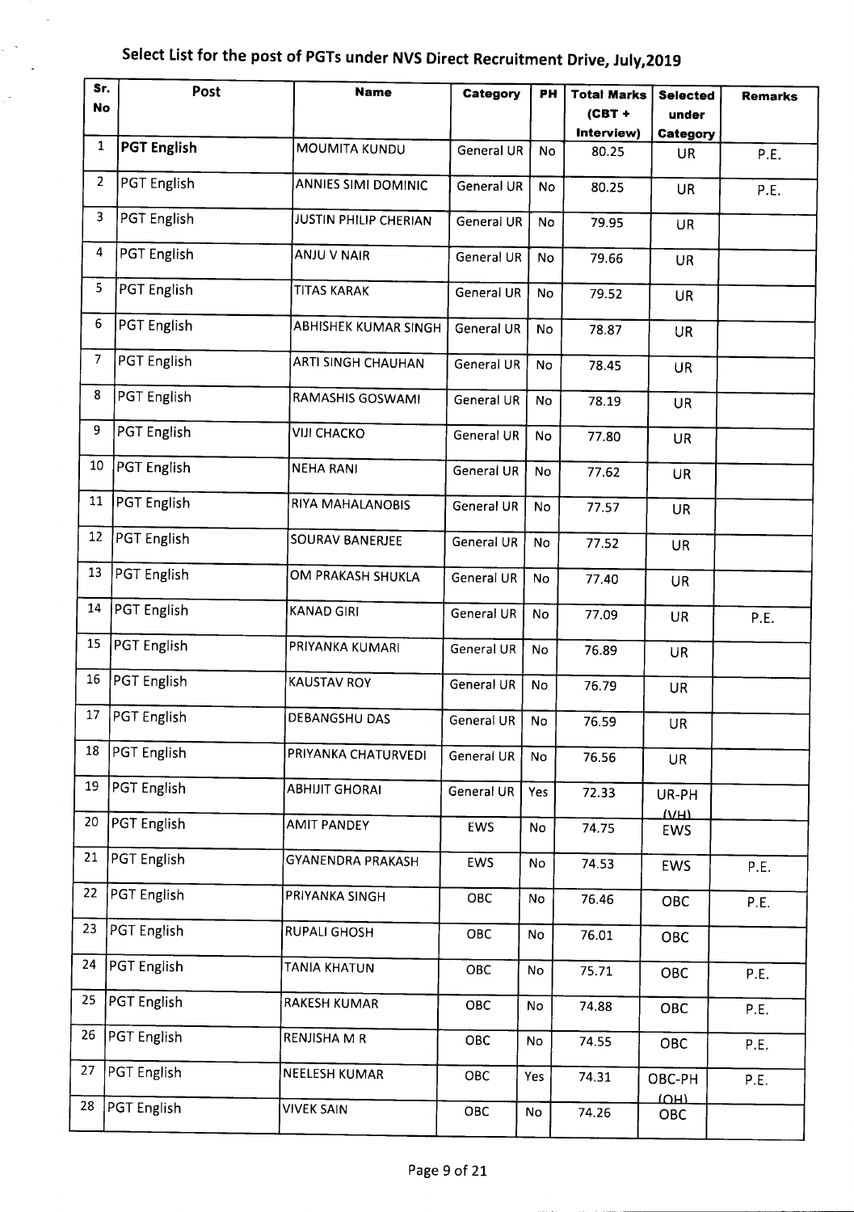# Select List for the post of PGTs under NVS Direct Recruitment Drive, July,2019

| Sr. No | Post | Name | Category | PH | Total Marks (CBT + Interview) | Selected under Category | Remarks |
|---|---|---|---|---|---|---|---|
| 1 | **PGT English** | MOUMITA KUNDU | General UR | No | 80.25 | UR | P.E. |
| 2 | PGT English | ANNIES SIMI DOMINIC | General UR | No | 80.25 | UR | P.E. |
| 3 | PGT English | JUSTIN PHILIP CHERIAN | General UR | No | 79.95 | UR | |
| 4 | PGT English | ANJU V NAIR | General UR | No | 79.66 | UR | |
| 5 | PGT English | TITAS KARAK | General UR | No | 79.52 | UR | |
| 6 | PGT English | ABHISHEK KUMAR SINGH | General UR | No | 78.87 | UR | |
| 7 | PGT English | ARTI SINGH CHAUHAN | General UR | No | 78.45 | UR | |
| 8 | PGT English | RAMASHIS GOSWAMI | General UR | No | 78.19 | UR | |
| 9 | PGT English | VIJI CHACKO | General UR | No | 77.80 | UR | |
| 10 | PGT English | NEHA RANI | General UR | No | 77.62 | UR | |
| 11 | PGT English | RIYA MAHALANOBIS | General UR | No | 77.57 | UR | |
| 12 | PGT English | SOURAV BANERJEE | General UR | No | 77.52 | UR | |
| 13 | PGT English | OM PRAKASH SHUKLA | General UR | No | 77.40 | UR | |
| 14 | PGT English | KANAD GIRI | General UR | No | 77.09 | UR | P.E. |
| 15 | PGT English | PRIYANKA KUMARI | General UR | No | 76.89 | UR | |
| 16 | PGT English | KAUSTAV ROY | General UR | No | 76.79 | UR | |
| 17 | PGT English | DEBANGSHU DAS | General UR | No | 76.59 | UR | |
| 18 | PGT English | PRIYANKA CHATURVEDI | General UR | No | 76.56 | UR | |
| 19 | PGT English | ABHIJIT GHORAI | General UR | Yes | 72.33 | UR-PH (VH) | |
| 20 | PGT English | AMIT PANDEY | EWS | No | 74.75 | EWS | |
| 21 | PGT English | GYANENDRA PRAKASH | EWS | No | 74.53 | EWS | P.E. |
| 22 | PGT English | PRIYANKA SINGH | OBC | No | 76.46 | OBC | P.E. |
| 23 | PGT English | RUPALI GHOSH | OBC | No | 76.01 | OBC | |
| 24 | PGT English | TANIA KHATUN | OBC | No | 75.71 | OBC | P.E. |
| 25 | PGT English | RAKESH KUMAR | OBC | No | 74.88 | OBC | P.E. |
| 26 | PGT English | RENJISHA M R | OBC | No | 74.55 | OBC | P.E. |
| 27 | PGT English | NEELESH KUMAR | OBC | Yes | 74.31 | OBC-PH (OH) | P.E. |
| 28 | PGT English | VIVEK SAIN | OBC | No | 74.26 | OBC | |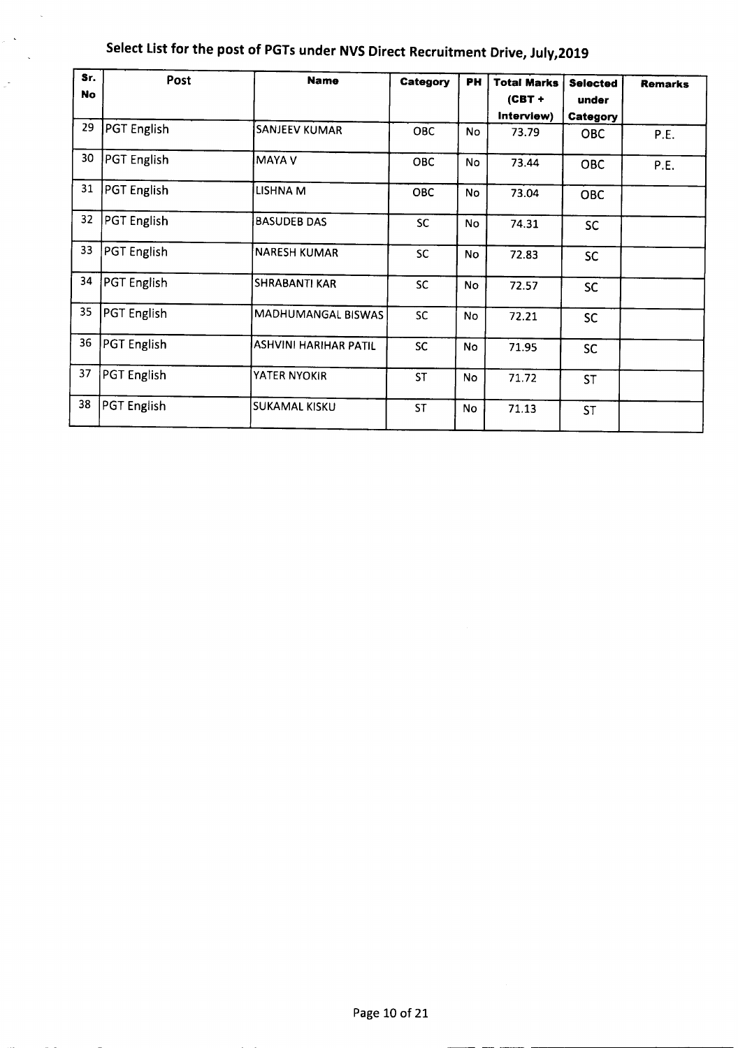## Select List for the post of PGTs under NVS Direct Recruitment Drive, July,2019

| Sr. No | Post | Name | Category | PH | Total Marks (CBT + Interview) | Selected under Category | Remarks |
|---|---|---|---|---|---|---|---|
| 29 | PGT English | SANJEEV KUMAR | OBC | No | 73.79 | OBC | P.E. |
| 30 | PGT English | MAYA V | OBC | No | 73.44 | OBC | P.E. |
| 31 | PGT English | LISHNA M | OBC | No | 73.04 | OBC | |
| 32 | PGT English | BASUDEB DAS | SC | No | 74.31 | SC | |
| 33 | PGT English | NARESH KUMAR | SC | No | 72.83 | SC | |
| 34 | PGT English | SHRABANTI KAR | SC | No | 72.57 | SC | |
| 35 | PGT English | MADHUMANGAL BISWAS | SC | No | 72.21 | SC | |
| 36 | PGT English | ASHVINI HARIHAR PATIL | SC | No | 71.95 | SC | |
| 37 | PGT English | YATER NYOKIR | ST | No | 71.72 | ST | |
| 38 | PGT English | SUKAMAL KISKU | ST | No | 71.13 | ST | |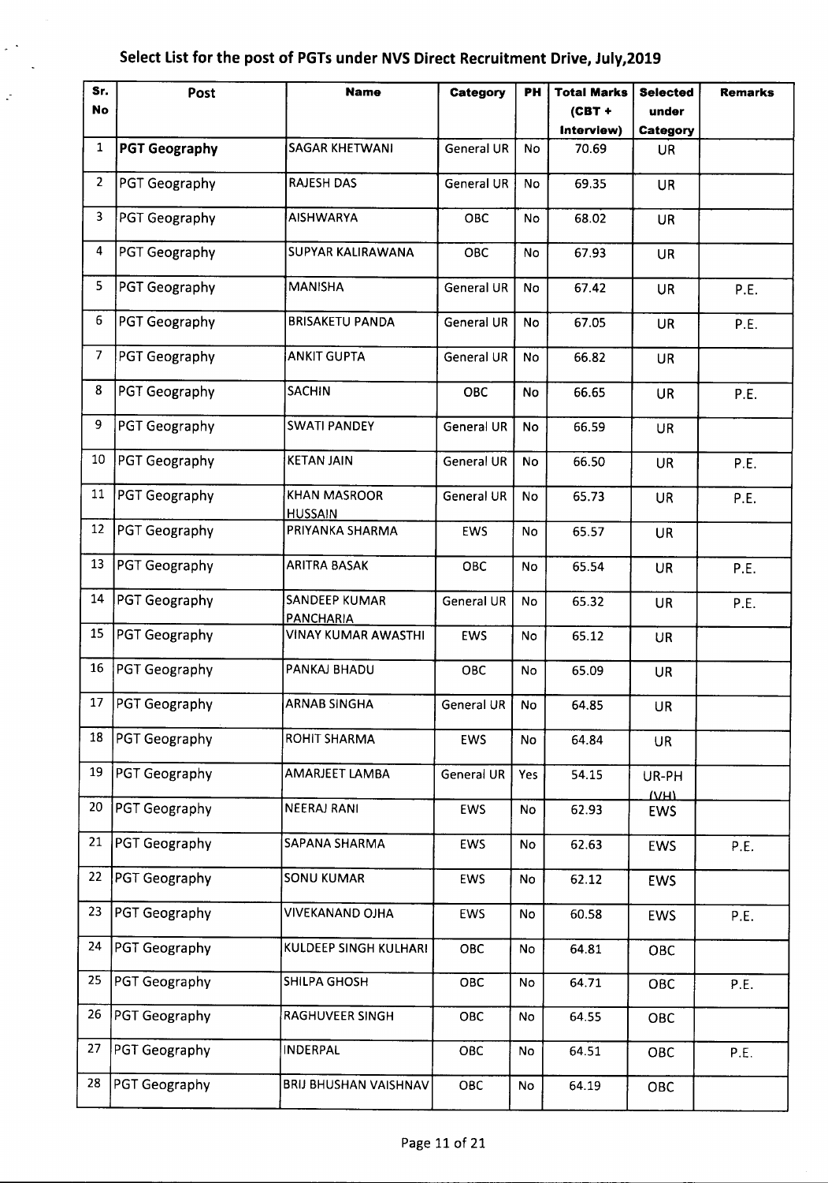## Select List for the post of PGTs under NVS Direct Recruitment Drive, July,2019

| Sr. No | Post | Name | Category | PH | Total Marks (CBT + Interview) | Selected under Category | Remarks |
|---|---|---|---|---|---|---|---|
| 1 | **PGT Geography** | SAGAR KHETWANI | General UR | No | 70.69 | UR | |
| 2 | PGT Geography | RAJESH DAS | General UR | No | 69.35 | UR | |
| 3 | PGT Geography | AISHWARYA | OBC | No | 68.02 | UR | |
| 4 | PGT Geography | SUPYAR KALIRAWANA | OBC | No | 67.93 | UR | |
| 5 | PGT Geography | MANISHA | General UR | No | 67.42 | UR | P.E. |
| 6 | PGT Geography | BRISAKETU PANDA | General UR | No | 67.05 | UR | P.E. |
| 7 | PGT Geography | ANKIT GUPTA | General UR | No | 66.82 | UR | |
| 8 | PGT Geography | SACHIN | OBC | No | 66.65 | UR | P.E. |
| 9 | PGT Geography | SWATI PANDEY | General UR | No | 66.59 | UR | |
| 10 | PGT Geography | KETAN JAIN | General UR | No | 66.50 | UR | P.E. |
| 11 | PGT Geography | KHAN MASROOR HUSSAIN | General UR | No | 65.73 | UR | P.E. |
| 12 | PGT Geography | PRIYANKA SHARMA | EWS | No | 65.57 | UR | |
| 13 | PGT Geography | ARITRA BASAK | OBC | No | 65.54 | UR | P.E. |
| 14 | PGT Geography | SANDEEP KUMAR PANCHARIA | General UR | No | 65.32 | UR | P.E. |
| 15 | PGT Geography | VINAY KUMAR AWASTHI | EWS | No | 65.12 | UR | |
| 16 | PGT Geography | PANKAJ BHADU | OBC | No | 65.09 | UR | |
| 17 | PGT Geography | ARNAB SINGHA | General UR | No | 64.85 | UR | |
| 18 | PGT Geography | ROHIT SHARMA | EWS | No | 64.84 | UR | |
| 19 | PGT Geography | AMARJEET LAMBA | General UR | Yes | 54.15 | UR-PH (VH) | |
| 20 | PGT Geography | NEERAJ RANI | EWS | No | 62.93 | EWS | |
| 21 | PGT Geography | SAPANA SHARMA | EWS | No | 62.63 | EWS | P.E. |
| 22 | PGT Geography | SONU KUMAR | EWS | No | 62.12 | EWS | |
| 23 | PGT Geography | VIVEKANAND OJHA | EWS | No | 60.58 | EWS | P.E. |
| 24 | PGT Geography | KULDEEP SINGH KULHARI | OBC | No | 64.81 | OBC | |
| 25 | PGT Geography | SHILPA GHOSH | OBC | No | 64.71 | OBC | P.E. |
| 26 | PGT Geography | RAGHUVEER SINGH | OBC | No | 64.55 | OBC | |
| 27 | PGT Geography | INDERPAL | OBC | No | 64.51 | OBC | P.E. |
| 28 | PGT Geography | BRIJ BHUSHAN VAISHNAV | OBC | No | 64.19 | OBC | |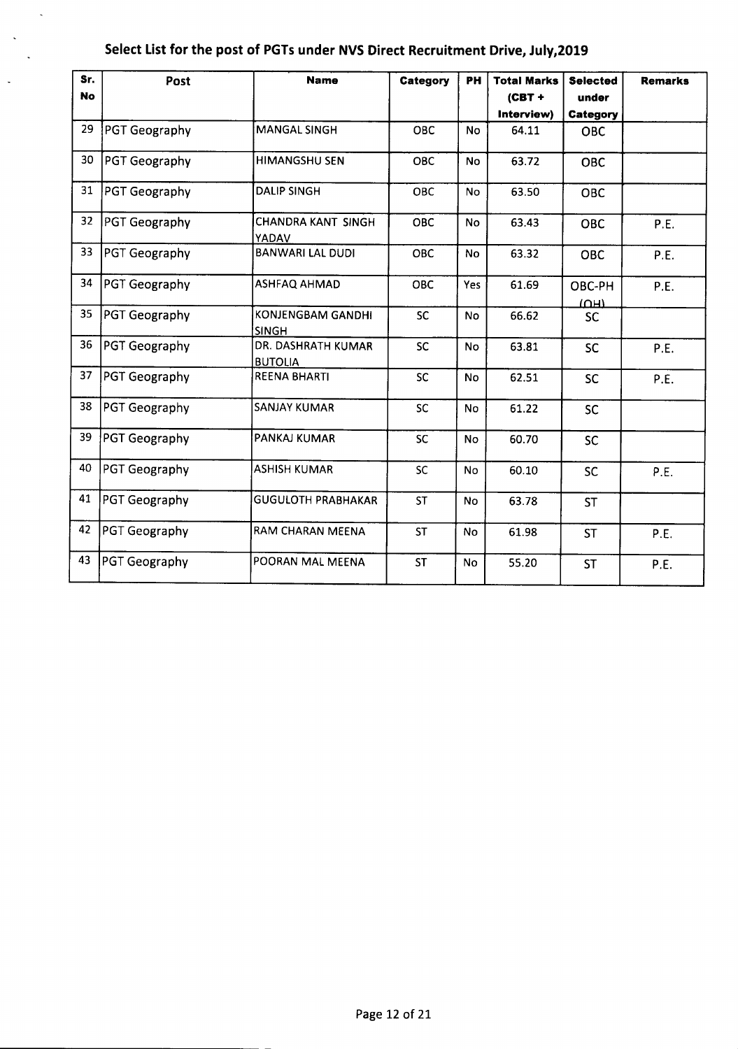## Select List for the post of PGTs under NVS Direct Recruitment Drive, July,2019

| Sr. No | Post | Name | Category | PH | Total Marks (CBT + Interview) | Selected under Category | Remarks |
|---|---|---|---|---|---|---|---|
| 29 | PGT Geography | MANGAL SINGH | OBC | No | 64.11 | OBC | |
| 30 | PGT Geography | HIMANGSHU SEN | OBC | No | 63.72 | OBC | |
| 31 | PGT Geography | DALIP SINGH | OBC | No | 63.50 | OBC | |
| 32 | PGT Geography | CHANDRA KANT SINGH YADAV | OBC | No | 63.43 | OBC | P.E. |
| 33 | PGT Geography | BANWARI LAL DUDI | OBC | No | 63.32 | OBC | P.E. |
| 34 | PGT Geography | ASHFAQ AHMAD | OBC | Yes | 61.69 | OBC-PH (OH) | P.E. |
| 35 | PGT Geography | KONJENGBAM GANDHI SINGH | SC | No | 66.62 | SC | |
| 36 | PGT Geography | DR. DASHRATH KUMAR BUTOLIA | SC | No | 63.81 | SC | P.E. |
| 37 | PGT Geography | REENA BHARTI | SC | No | 62.51 | SC | P.E. |
| 38 | PGT Geography | SANJAY KUMAR | SC | No | 61.22 | SC | |
| 39 | PGT Geography | PANKAJ KUMAR | SC | No | 60.70 | SC | |
| 40 | PGT Geography | ASHISH KUMAR | SC | No | 60.10 | SC | P.E. |
| 41 | PGT Geography | GUGULOTH PRABHAKAR | ST | No | 63.78 | ST | |
| 42 | PGT Geography | RAM CHARAN MEENA | ST | No | 61.98 | ST | P.E. |
| 43 | PGT Geography | POORAN MAL MEENA | ST | No | 55.20 | ST | P.E. |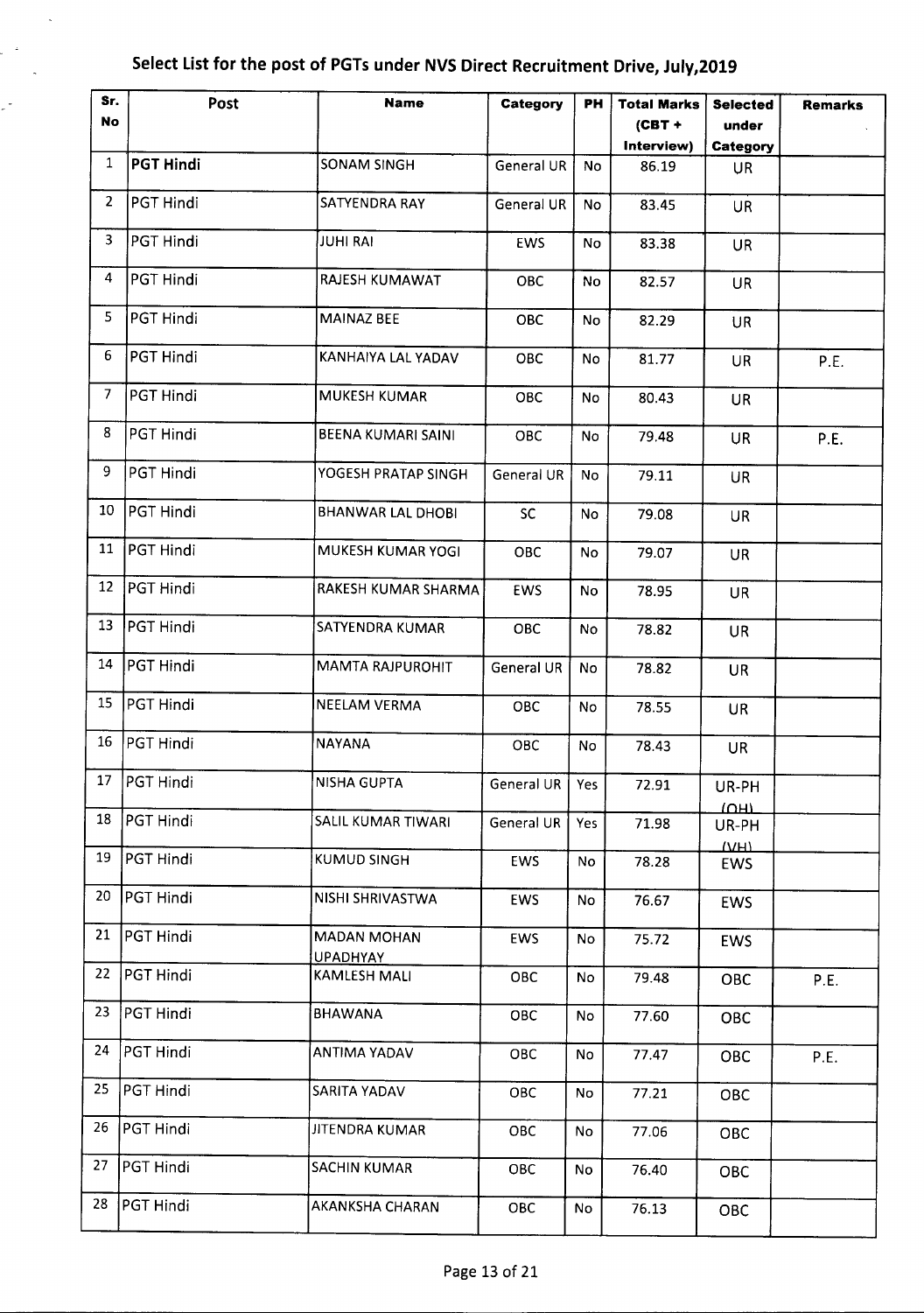# Select List for the post of PGTs under NVS Direct Recruitment Drive, July,2019

| Sr. No | Post | Name | Category | PH | Total Marks (CBT + Interview) | Selected under Category | Remarks |
|---|---|---|---|---|---|---|---|
| 1 | **PGT Hindi** | SONAM SINGH | General UR | No | 86.19 | UR | |
| 2 | PGT Hindi | SATYENDRA RAY | General UR | No | 83.45 | UR | |
| 3 | PGT Hindi | JUHI RAI | EWS | No | 83.38 | UR | |
| 4 | PGT Hindi | RAJESH KUMAWAT | OBC | No | 82.57 | UR | |
| 5 | PGT Hindi | MAINAZ BEE | OBC | No | 82.29 | UR | |
| 6 | PGT Hindi | KANHAIYA LAL YADAV | OBC | No | 81.77 | UR | P.E. |
| 7 | PGT Hindi | MUKESH KUMAR | OBC | No | 80.43 | UR | |
| 8 | PGT Hindi | BEENA KUMARI SAINI | OBC | No | 79.48 | UR | P.E. |
| 9 | PGT Hindi | YOGESH PRATAP SINGH | General UR | No | 79.11 | UR | |
| 10 | PGT Hindi | BHANWAR LAL DHOBI | SC | No | 79.08 | UR | |
| 11 | PGT Hindi | MUKESH KUMAR YOGI | OBC | No | 79.07 | UR | |
| 12 | PGT Hindi | RAKESH KUMAR SHARMA | EWS | No | 78.95 | UR | |
| 13 | PGT Hindi | SATYENDRA KUMAR | OBC | No | 78.82 | UR | |
| 14 | PGT Hindi | MAMTA RAJPUROHIT | General UR | No | 78.82 | UR | |
| 15 | PGT Hindi | NEELAM VERMA | OBC | No | 78.55 | UR | |
| 16 | PGT Hindi | NAYANA | OBC | No | 78.43 | UR | |
| 17 | PGT Hindi | NISHA GUPTA | General UR | Yes | 72.91 | UR-PH (OH) | |
| 18 | PGT Hindi | SALIL KUMAR TIWARI | General UR | Yes | 71.98 | UR-PH (VH) | |
| 19 | PGT Hindi | KUMUD SINGH | EWS | No | 78.28 | EWS | |
| 20 | PGT Hindi | NISHI SHRIVASTWA | EWS | No | 76.67 | EWS | |
| 21 | PGT Hindi | MADAN MOHAN UPADHYAY | EWS | No | 75.72 | EWS | |
| 22 | PGT Hindi | KAMLESH MALI | OBC | No | 79.48 | OBC | P.E. |
| 23 | PGT Hindi | BHAWANA | OBC | No | 77.60 | OBC | |
| 24 | PGT Hindi | ANTIMA YADAV | OBC | No | 77.47 | OBC | P.E. |
| 25 | PGT Hindi | SARITA YADAV | OBC | No | 77.21 | OBC | |
| 26 | PGT Hindi | JITENDRA KUMAR | OBC | No | 77.06 | OBC | |
| 27 | PGT Hindi | SACHIN KUMAR | OBC | No | 76.40 | OBC | |
| 28 | PGT Hindi | AKANKSHA CHARAN | OBC | No | 76.13 | OBC | |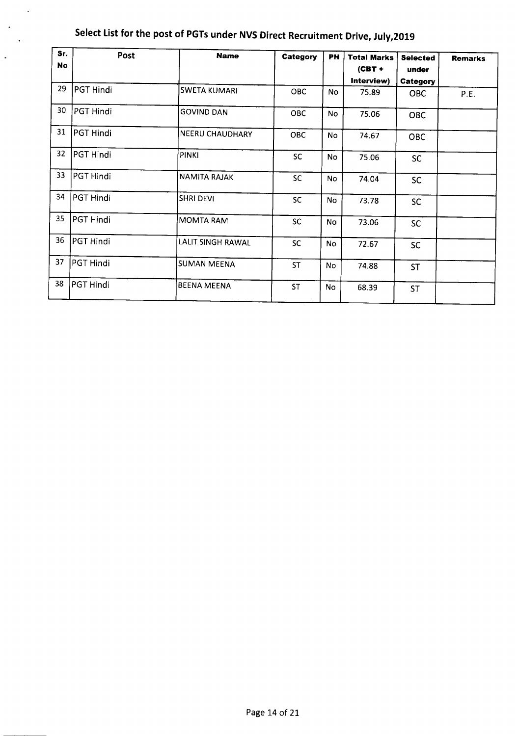# Select List for the post of PGTs under NVS Direct Recruitment Drive, July,2019

| Sr. No | Post | Name | Category | PH | Total Marks (CBT + Interview) | Selected under Category | Remarks |
|---|---|---|---|---|---|---|---|
| 29 | PGT Hindi | SWETA KUMARI | OBC | No | 75.89 | OBC | P.E. |
| 30 | PGT Hindi | GOVIND DAN | OBC | No | 75.06 | OBC | |
| 31 | PGT Hindi | NEERU CHAUDHARY | OBC | No | 74.67 | OBC | |
| 32 | PGT Hindi | PINKI | SC | No | 75.06 | SC | |
| 33 | PGT Hindi | NAMITA RAJAK | SC | No | 74.04 | SC | |
| 34 | PGT Hindi | SHRI DEVI | SC | No | 73.78 | SC | |
| 35 | PGT Hindi | MOMTA RAM | SC | No | 73.06 | SC | |
| 36 | PGT Hindi | LALIT SINGH RAWAL | SC | No | 72.67 | SC | |
| 37 | PGT Hindi | SUMAN MEENA | ST | No | 74.88 | ST | |
| 38 | PGT Hindi | BEENA MEENA | ST | No | 68.39 | ST | |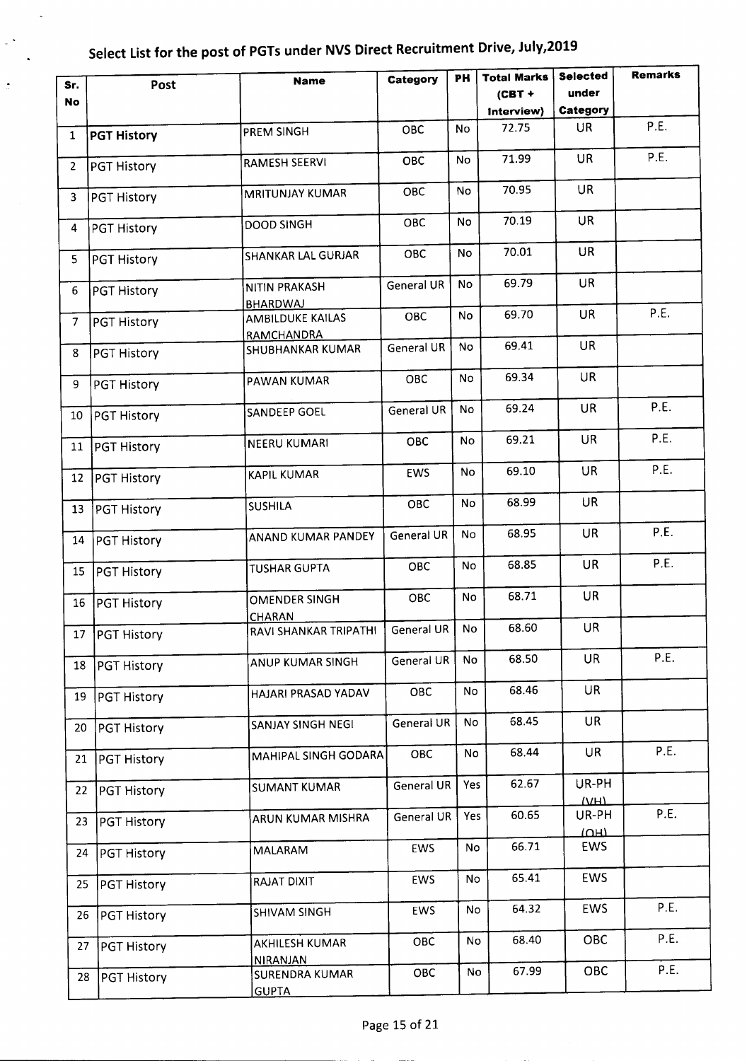# Select List for the post of PGTs under NVS Direct Recruitment Drive, July,2019

| Sr. No | Post | Name | Category | PH | Total Marks (CBT + Interview) | Selected under Category | Remarks |
|---|---|---|---|---|---|---|---|
| 1 | **PGT History** | PREM SINGH | OBC | No | 72.75 | UR | P.E. |
| 2 | PGT History | RAMESH SEERVI | OBC | No | 71.99 | UR | P.E. |
| 3 | PGT History | MRITUNJAY KUMAR | OBC | No | 70.95 | UR | |
| 4 | PGT History | DOOD SINGH | OBC | No | 70.19 | UR | |
| 5 | PGT History | SHANKAR LAL GURJAR | OBC | No | 70.01 | UR | |
| 6 | PGT History | NITIN PRAKASH BHARDWAJ | General UR | No | 69.79 | UR | |
| 7 | PGT History | AMBILDUKE KAILAS RAMCHANDRA | OBC | No | 69.70 | UR | P.E. |
| 8 | PGT History | SHUBHANKAR KUMAR | General UR | No | 69.41 | UR | |
| 9 | PGT History | PAWAN KUMAR | OBC | No | 69.34 | UR | |
| 10 | PGT History | SANDEEP GOEL | General UR | No | 69.24 | UR | P.E. |
| 11 | PGT History | NEERU KUMARI | OBC | No | 69.21 | UR | P.E. |
| 12 | PGT History | KAPIL KUMAR | EWS | No | 69.10 | UR | P.E. |
| 13 | PGT History | SUSHILA | OBC | No | 68.99 | UR | |
| 14 | PGT History | ANAND KUMAR PANDEY | General UR | No | 68.95 | UR | P.E. |
| 15 | PGT History | TUSHAR GUPTA | OBC | No | 68.85 | UR | P.E. |
| 16 | PGT History | OMENDER SINGH CHARAN | OBC | No | 68.71 | UR | |
| 17 | PGT History | RAVI SHANKAR TRIPATHI | General UR | No | 68.60 | UR | |
| 18 | PGT History | ANUP KUMAR SINGH | General UR | No | 68.50 | UR | P.E. |
| 19 | PGT History | HAJARI PRASAD YADAV | OBC | No | 68.46 | UR | |
| 20 | PGT History | SANJAY SINGH NEGI | General UR | No | 68.45 | UR | |
| 21 | PGT History | MAHIPAL SINGH GODARA | OBC | No | 68.44 | UR | P.E. |
| 22 | PGT History | SUMANT KUMAR | General UR | Yes | 62.67 | UR-PH (VH) | |
| 23 | PGT History | ARUN KUMAR MISHRA | General UR | Yes | 60.65 | UR-PH (OH) | P.E. |
| 24 | PGT History | MALARAM | EWS | No | 66.71 | EWS | |
| 25 | PGT History | RAJAT DIXIT | EWS | No | 65.41 | EWS | |
| 26 | PGT History | SHIVAM SINGH | EWS | No | 64.32 | EWS | P.E. |
| 27 | PGT History | AKHILESH KUMAR NIRANJAN | OBC | No | 68.40 | OBC | P.E. |
| 28 | PGT History | SURENDRA KUMAR GUPTA | OBC | No | 67.99 | OBC | P.E. |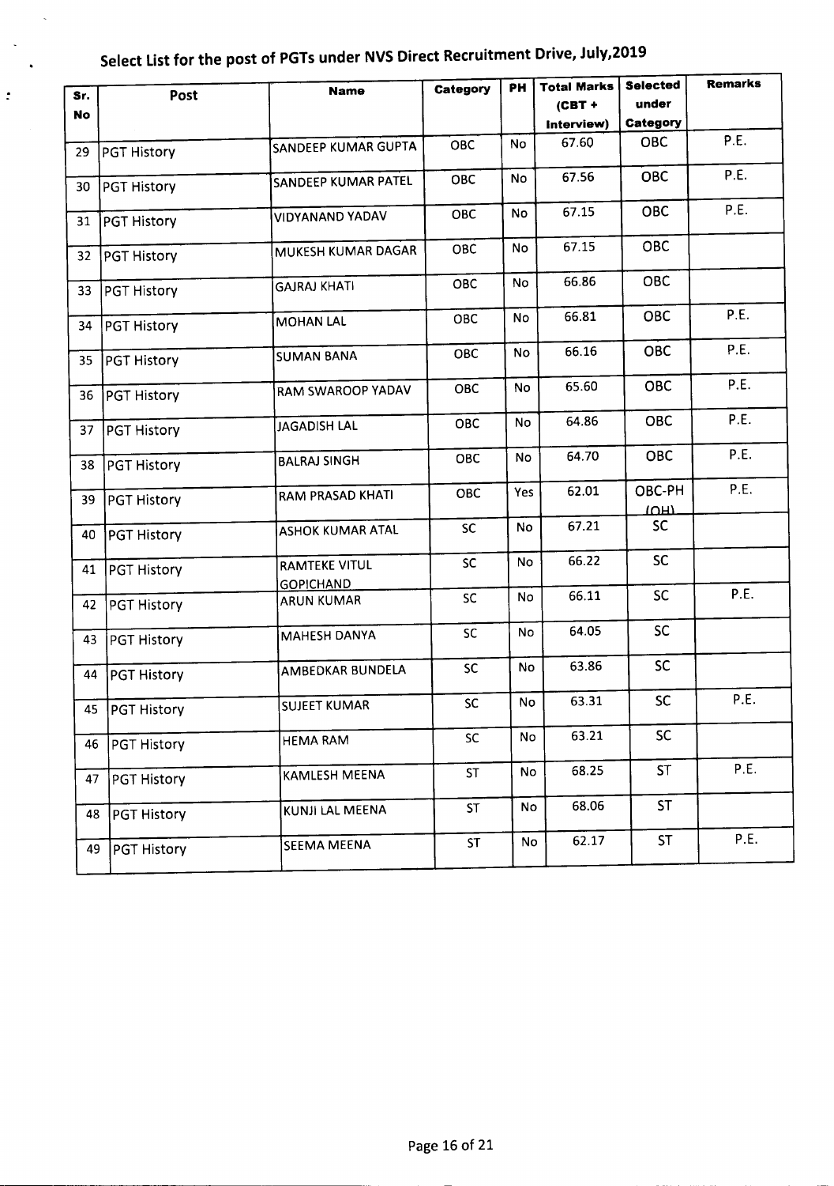# Select List for the post of PGTs under NVS Direct Recruitment Drive, July,2019

| Sr. No | Post | Name | Category | PH | Total Marks (CBT + Interview) | Selected under Category | Remarks |
|---|---|---|---|---|---|---|---|
| 29 | PGT History | SANDEEP KUMAR GUPTA | OBC | No | 67.60 | OBC | P.E. |
| 30 | PGT History | SANDEEP KUMAR PATEL | OBC | No | 67.56 | OBC | P.E. |
| 31 | PGT History | VIDYANAND YADAV | OBC | No | 67.15 | OBC | P.E. |
| 32 | PGT History | MUKESH KUMAR DAGAR | OBC | No | 67.15 | OBC | |
| 33 | PGT History | GAJRAJ KHATI | OBC | No | 66.86 | OBC | |
| 34 | PGT History | MOHAN LAL | OBC | No | 66.81 | OBC | P.E. |
| 35 | PGT History | SUMAN BANA | OBC | No | 66.16 | OBC | P.E. |
| 36 | PGT History | RAM SWAROOP YADAV | OBC | No | 65.60 | OBC | P.E. |
| 37 | PGT History | JAGADISH LAL | OBC | No | 64.86 | OBC | P.E. |
| 38 | PGT History | BALRAJ SINGH | OBC | No | 64.70 | OBC | P.E. |
| 39 | PGT History | RAM PRASAD KHATI | OBC | Yes | 62.01 | OBC-PH (OH) | P.E. |
| 40 | PGT History | ASHOK KUMAR ATAL | SC | No | 67.21 | SC | |
| 41 | PGT History | RAMTEKE VITUL GOPICHAND | SC | No | 66.22 | SC | |
| 42 | PGT History | ARUN KUMAR | SC | No | 66.11 | SC | P.E. |
| 43 | PGT History | MAHESH DANYA | SC | No | 64.05 | SC | |
| 44 | PGT History | AMBEDKAR BUNDELA | SC | No | 63.86 | SC | |
| 45 | PGT History | SUJEET KUMAR | SC | No | 63.31 | SC | P.E. |
| 46 | PGT History | HEMA RAM | SC | No | 63.21 | SC | |
| 47 | PGT History | KAMLESH MEENA | ST | No | 68.25 | ST | P.E. |
| 48 | PGT History | KUNJI LAL MEENA | ST | No | 68.06 | ST | |
| 49 | PGT History | SEEMA MEENA | ST | No | 62.17 | ST | P.E. |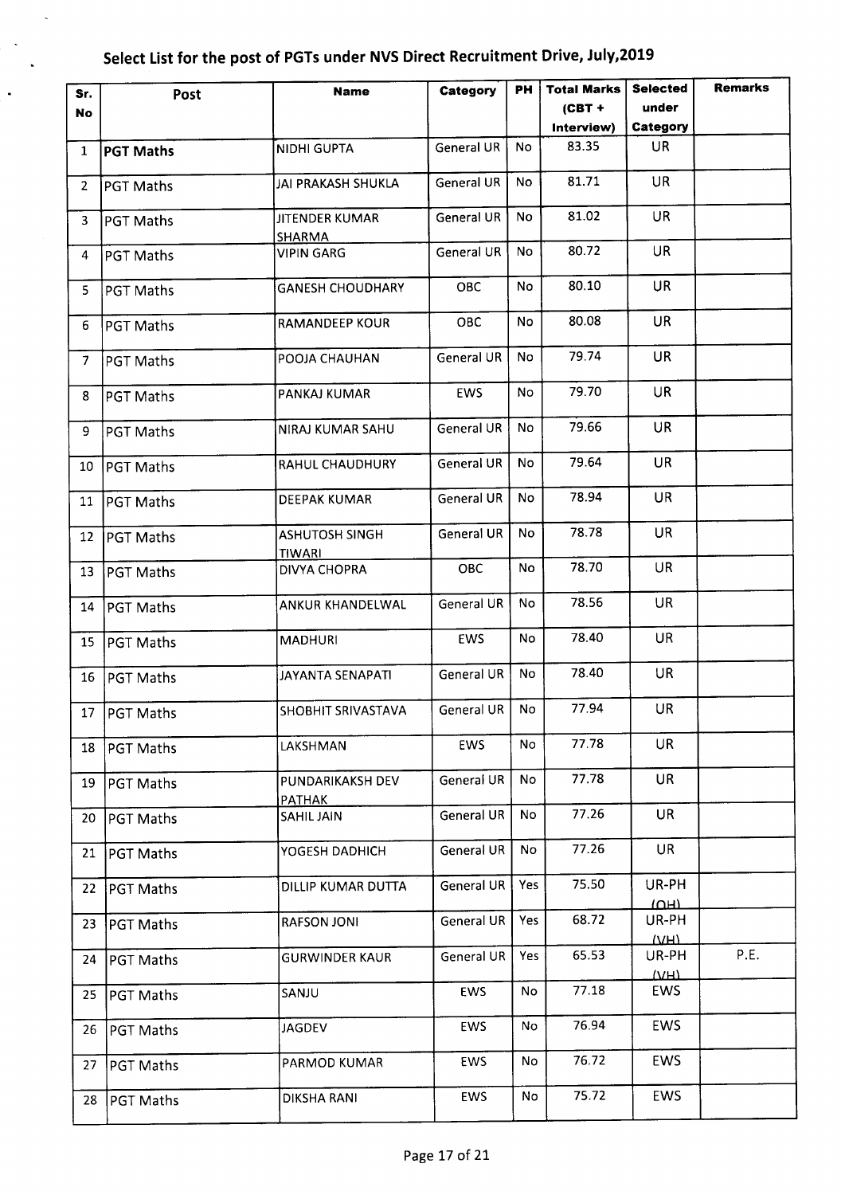## Select List for the post of PGTs under NVS Direct Recruitment Drive, July,2019

| Sr. No | Post | Name | Category | PH | Total Marks (CBT + Interview) | Selected under Category | Remarks |
|---|---|---|---|---|---|---|---|
| 1 | **PGT Maths** | NIDHI GUPTA | General UR | No | 83.35 | UR | |
| 2 | PGT Maths | JAI PRAKASH SHUKLA | General UR | No | 81.71 | UR | |
| 3 | PGT Maths | JITENDER KUMAR SHARMA | General UR | No | 81.02 | UR | |
| 4 | PGT Maths | VIPIN GARG | General UR | No | 80.72 | UR | |
| 5 | PGT Maths | GANESH CHOUDHARY | OBC | No | 80.10 | UR | |
| 6 | PGT Maths | RAMANDEEP KOUR | OBC | No | 80.08 | UR | |
| 7 | PGT Maths | POOJA CHAUHAN | General UR | No | 79.74 | UR | |
| 8 | PGT Maths | PANKAJ KUMAR | EWS | No | 79.70 | UR | |
| 9 | PGT Maths | NIRAJ KUMAR SAHU | General UR | No | 79.66 | UR | |
| 10 | PGT Maths | RAHUL CHAUDHURY | General UR | No | 79.64 | UR | |
| 11 | PGT Maths | DEEPAK KUMAR | General UR | No | 78.94 | UR | |
| 12 | PGT Maths | ASHUTOSH SINGH TIWARI | General UR | No | 78.78 | UR | |
| 13 | PGT Maths | DIVYA CHOPRA | OBC | No | 78.70 | UR | |
| 14 | PGT Maths | ANKUR KHANDELWAL | General UR | No | 78.56 | UR | |
| 15 | PGT Maths | MADHURI | EWS | No | 78.40 | UR | |
| 16 | PGT Maths | JAYANTA SENAPATI | General UR | No | 78.40 | UR | |
| 17 | PGT Maths | SHOBHIT SRIVASTAVA | General UR | No | 77.94 | UR | |
| 18 | PGT Maths | LAKSHMAN | EWS | No | 77.78 | UR | |
| 19 | PGT Maths | PUNDARIKAKSH DEV PATHAK | General UR | No | 77.78 | UR | |
| 20 | PGT Maths | SAHIL JAIN | General UR | No | 77.26 | UR | |
| 21 | PGT Maths | YOGESH DADHICH | General UR | No | 77.26 | UR | |
| 22 | PGT Maths | DILLIP KUMAR DUTTA | General UR | Yes | 75.50 | UR-PH (OH) | |
| 23 | PGT Maths | RAFSON JONI | General UR | Yes | 68.72 | UR-PH (VH) | |
| 24 | PGT Maths | GURWINDER KAUR | General UR | Yes | 65.53 | UR-PH (VH) | P.E. |
| 25 | PGT Maths | SANJU | EWS | No | 77.18 | EWS | |
| 26 | PGT Maths | JAGDEV | EWS | No | 76.94 | EWS | |
| 27 | PGT Maths | PARMOD KUMAR | EWS | No | 76.72 | EWS | |
| 28 | PGT Maths | DIKSHA RANI | EWS | No | 75.72 | EWS | |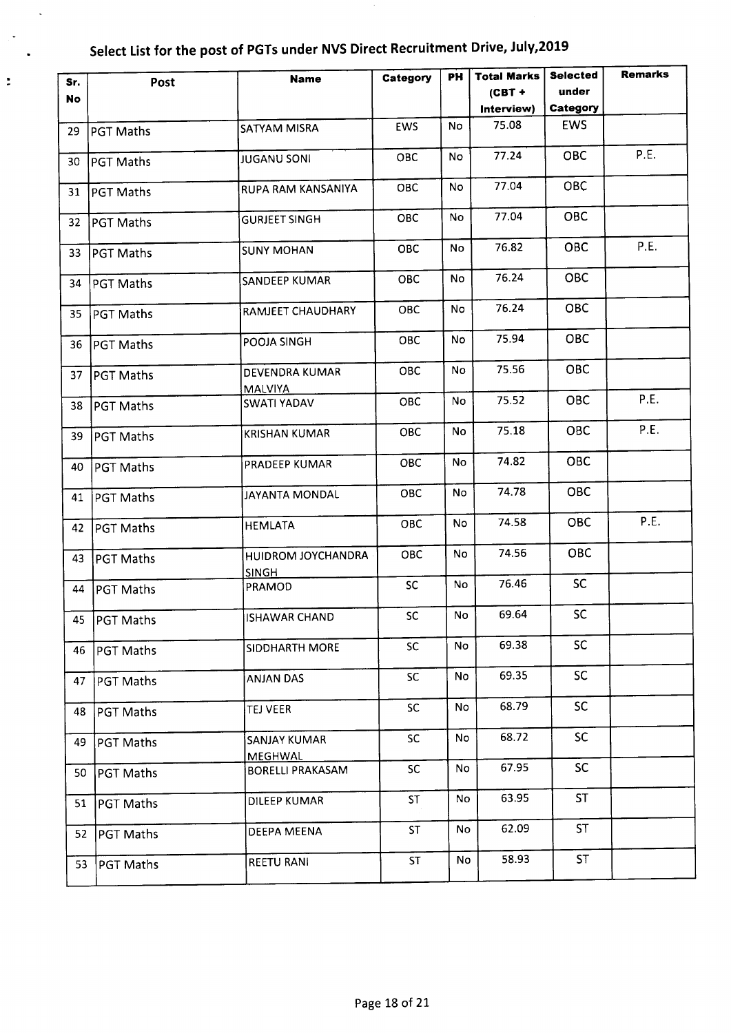# Select List for the post of PGTs under NVS Direct Recruitment Drive, July,2019

| Sr. No | Post | Name | Category | PH | Total Marks (CBT + Interview) | Selected under Category | Remarks |
|---|---|---|---|---|---|---|---|
| 29 | PGT Maths | SATYAM MISRA | EWS | No | 75.08 | EWS | |
| 30 | PGT Maths | JUGANU SONI | OBC | No | 77.24 | OBC | P.E. |
| 31 | PGT Maths | RUPA RAM KANSANIYA | OBC | No | 77.04 | OBC | |
| 32 | PGT Maths | GURJEET SINGH | OBC | No | 77.04 | OBC | |
| 33 | PGT Maths | SUNY MOHAN | OBC | No | 76.82 | OBC | P.E. |
| 34 | PGT Maths | SANDEEP KUMAR | OBC | No | 76.24 | OBC | |
| 35 | PGT Maths | RAMJEET CHAUDHARY | OBC | No | 76.24 | OBC | |
| 36 | PGT Maths | POOJA SINGH | OBC | No | 75.94 | OBC | |
| 37 | PGT Maths | DEVENDRA KUMAR MALVIYA | OBC | No | 75.56 | OBC | |
| 38 | PGT Maths | SWATI YADAV | OBC | No | 75.52 | OBC | P.E. |
| 39 | PGT Maths | KRISHAN KUMAR | OBC | No | 75.18 | OBC | P.E. |
| 40 | PGT Maths | PRADEEP KUMAR | OBC | No | 74.82 | OBC | |
| 41 | PGT Maths | JAYANTA MONDAL | OBC | No | 74.78 | OBC | |
| 42 | PGT Maths | HEMLATA | OBC | No | 74.58 | OBC | P.E. |
| 43 | PGT Maths | HUIDROM JOYCHANDRA SINGH | OBC | No | 74.56 | OBC | |
| 44 | PGT Maths | PRAMOD | SC | No | 76.46 | SC | |
| 45 | PGT Maths | ISHAWAR CHAND | SC | No | 69.64 | SC | |
| 46 | PGT Maths | SIDDHARTH MORE | SC | No | 69.38 | SC | |
| 47 | PGT Maths | ANJAN DAS | SC | No | 69.35 | SC | |
| 48 | PGT Maths | TEJ VEER | SC | No | 68.79 | SC | |
| 49 | PGT Maths | SANJAY KUMAR MEGHWAL | SC | No | 68.72 | SC | |
| 50 | PGT Maths | BORELLI PRAKASAM | SC | No | 67.95 | SC | |
| 51 | PGT Maths | DILEEP KUMAR | ST | No | 63.95 | ST | |
| 52 | PGT Maths | DEEPA MEENA | ST | No | 62.09 | ST | |
| 53 | PGT Maths | REETU RANI | ST | No | 58.93 | ST | |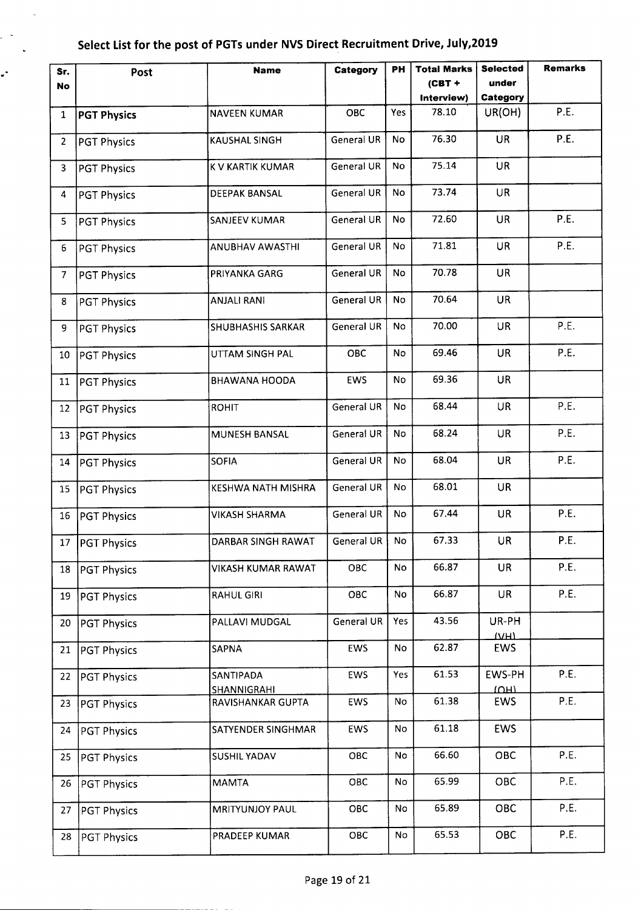## Select List for the post of PGTs under NVS Direct Recruitment Drive, July,2019

| Sr. No | Post | Name | Category | PH | Total Marks (CBT + Interview) | Selected under Category | Remarks |
|---|---|---|---|---|---|---|---|
| 1 | **PGT Physics** | NAVEEN KUMAR | OBC | Yes | 78.10 | UR(OH) | P.E. |
| 2 | PGT Physics | KAUSHAL SINGH | General UR | No | 76.30 | UR | P.E. |
| 3 | PGT Physics | K V KARTIK KUMAR | General UR | No | 75.14 | UR | |
| 4 | PGT Physics | DEEPAK BANSAL | General UR | No | 73.74 | UR | |
| 5 | PGT Physics | SANJEEV KUMAR | General UR | No | 72.60 | UR | P.E. |
| 6 | PGT Physics | ANUBHAV AWASTHI | General UR | No | 71.81 | UR | P.E. |
| 7 | PGT Physics | PRIYANKA GARG | General UR | No | 70.78 | UR | |
| 8 | PGT Physics | ANJALI RANI | General UR | No | 70.64 | UR | |
| 9 | PGT Physics | SHUBHASHIS SARKAR | General UR | No | 70.00 | UR | P.E. |
| 10 | PGT Physics | UTTAM SINGH PAL | OBC | No | 69.46 | UR | P.E. |
| 11 | PGT Physics | BHAWANA HOODA | EWS | No | 69.36 | UR | |
| 12 | PGT Physics | ROHIT | General UR | No | 68.44 | UR | P.E. |
| 13 | PGT Physics | MUNESH BANSAL | General UR | No | 68.24 | UR | P.E. |
| 14 | PGT Physics | SOFIA | General UR | No | 68.04 | UR | P.E. |
| 15 | PGT Physics | KESHWA NATH MISHRA | General UR | No | 68.01 | UR | |
| 16 | PGT Physics | VIKASH SHARMA | General UR | No | 67.44 | UR | P.E. |
| 17 | PGT Physics | DARBAR SINGH RAWAT | General UR | No | 67.33 | UR | P.E. |
| 18 | PGT Physics | VIKASH KUMAR RAWAT | OBC | No | 66.87 | UR | P.E. |
| 19 | PGT Physics | RAHUL GIRI | OBC | No | 66.87 | UR | P.E. |
| 20 | PGT Physics | PALLAVI MUDGAL | General UR | Yes | 43.56 | UR-PH (VH) | |
| 21 | PGT Physics | SAPNA | EWS | No | 62.87 | EWS | |
| 22 | PGT Physics | SANTIPADA SHANNIGRAHI | EWS | Yes | 61.53 | EWS-PH (OH) | P.E. |
| 23 | PGT Physics | RAVISHANKAR GUPTA | EWS | No | 61.38 | EWS | P.E. |
| 24 | PGT Physics | SATYENDER SINGHMAR | EWS | No | 61.18 | EWS | |
| 25 | PGT Physics | SUSHIL YADAV | OBC | No | 66.60 | OBC | P.E. |
| 26 | PGT Physics | MAMTA | OBC | No | 65.99 | OBC | P.E. |
| 27 | PGT Physics | MRITYUNJOY PAUL | OBC | No | 65.89 | OBC | P.E. |
| 28 | PGT Physics | PRADEEP KUMAR | OBC | No | 65.53 | OBC | P.E. |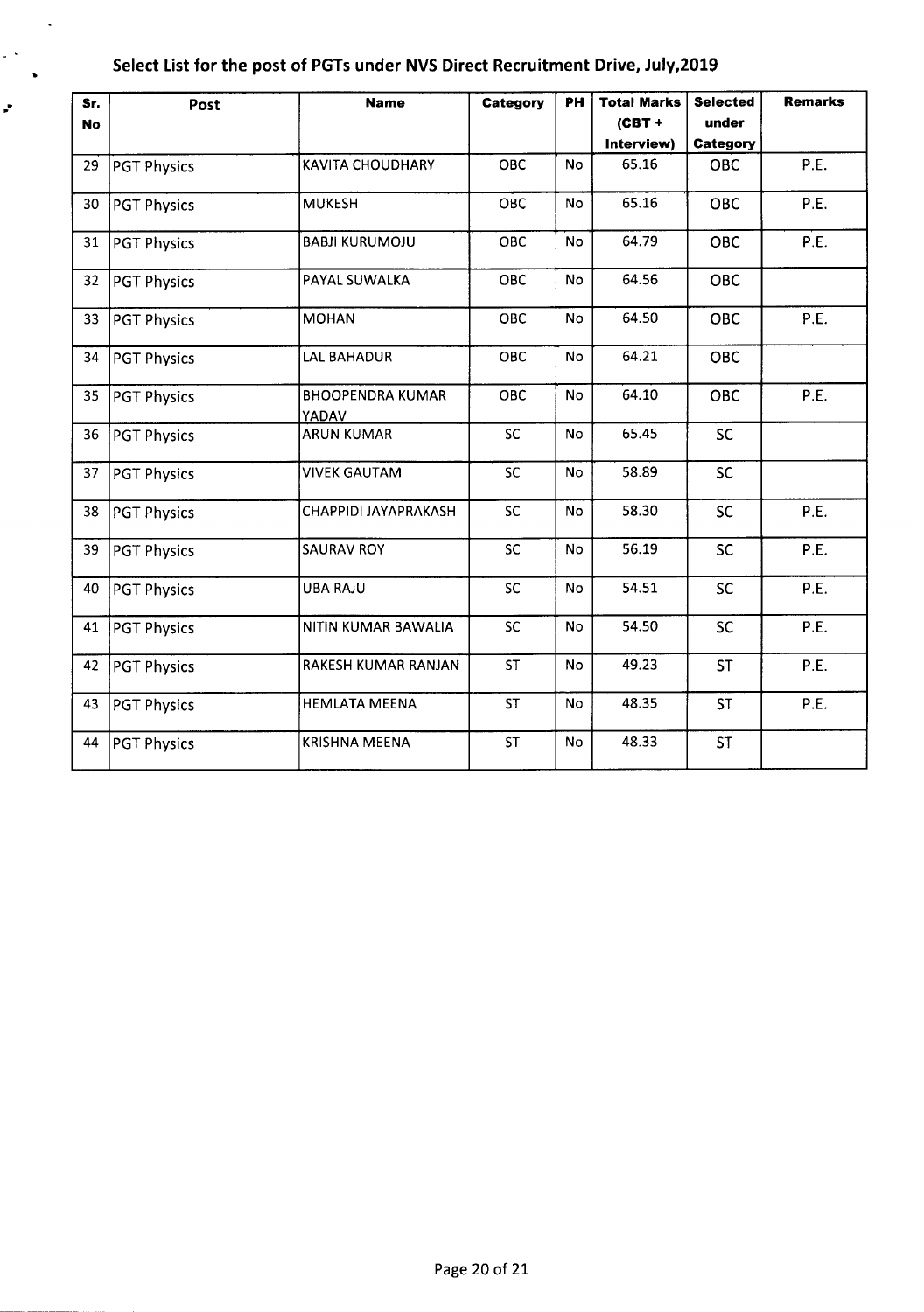## Select List for the post of PGTs under NVS Direct Recruitment Drive, July,2019

| Sr. No | Post | Name | Category | PH | Total Marks (CBT + Interview) | Selected under Category | Remarks |
|---|---|---|---|---|---|---|---|
| 29 | PGT Physics | KAVITA CHOUDHARY | OBC | No | 65.16 | OBC | P.E. |
| 30 | PGT Physics | MUKESH | OBC | No | 65.16 | OBC | P.E. |
| 31 | PGT Physics | BABJI KURUMOJU | OBC | No | 64.79 | OBC | P.E. |
| 32 | PGT Physics | PAYAL SUWALKA | OBC | No | 64.56 | OBC | |
| 33 | PGT Physics | MOHAN | OBC | No | 64.50 | OBC | P.E. |
| 34 | PGT Physics | LAL BAHADUR | OBC | No | 64.21 | OBC | |
| 35 | PGT Physics | BHOOPENDRA KUMAR YADAV | OBC | No | 64.10 | OBC | P.E. |
| 36 | PGT Physics | ARUN KUMAR | SC | No | 65.45 | SC | |
| 37 | PGT Physics | VIVEK GAUTAM | SC | No | 58.89 | SC | |
| 38 | PGT Physics | CHAPPIDI JAYAPRAKASH | SC | No | 58.30 | SC | P.E. |
| 39 | PGT Physics | SAURAV ROY | SC | No | 56.19 | SC | P.E. |
| 40 | PGT Physics | UBA RAJU | SC | No | 54.51 | SC | P.E. |
| 41 | PGT Physics | NITIN KUMAR BAWALIA | SC | No | 54.50 | SC | P.E. |
| 42 | PGT Physics | RAKESH KUMAR RANJAN | ST | No | 49.23 | ST | P.E. |
| 43 | PGT Physics | HEMLATA MEENA | ST | No | 48.35 | ST | P.E. |
| 44 | PGT Physics | KRISHNA MEENA | ST | No | 48.33 | ST | |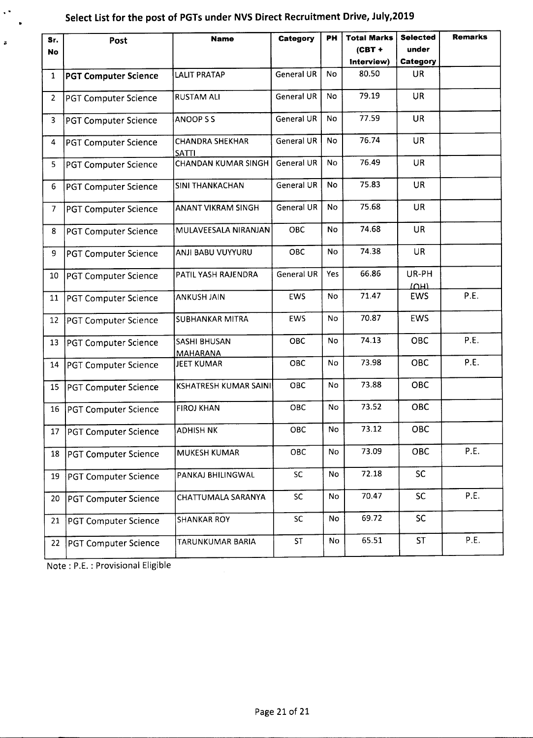**Select List for the post of PGTs under NVS Direct Recruitment Drive, July,2019**

| Sr. No | Post | Name | Category | PH | Total Marks (CBT + Interview) | Selected under Category | Remarks |
|---|---|---|---|---|---|---|---|
| 1 | **PGT Computer Science** | LALIT PRATAP | General UR | No | 80.50 | UR | |
| 2 | PGT Computer Science | RUSTAM ALI | General UR | No | 79.19 | UR | |
| 3 | PGT Computer Science | ANOOP S S | General UR | No | 77.59 | UR | |
| 4 | PGT Computer Science | CHANDRA SHEKHAR SATTI | General UR | No | 76.74 | UR | |
| 5 | PGT Computer Science | CHANDAN KUMAR SINGH | General UR | No | 76.49 | UR | |
| 6 | PGT Computer Science | SINI THANKACHAN | General UR | No | 75.83 | UR | |
| 7 | PGT Computer Science | ANANT VIKRAM SINGH | General UR | No | 75.68 | UR | |
| 8 | PGT Computer Science | MULAVEESALA NIRANJAN | OBC | No | 74.68 | UR | |
| 9 | PGT Computer Science | ANJI BABU VUYYURU | OBC | No | 74.38 | UR | |
| 10 | PGT Computer Science | PATIL YASH RAJENDRA | General UR | Yes | 66.86 | UR-PH (OH) | |
| 11 | PGT Computer Science | ANKUSH JAIN | EWS | No | 71.47 | EWS | P.E. |
| 12 | PGT Computer Science | SUBHANKAR MITRA | EWS | No | 70.87 | EWS | |
| 13 | PGT Computer Science | SASHI BHUSAN MAHARANA | OBC | No | 74.13 | OBC | P.E. |
| 14 | PGT Computer Science | JEET KUMAR | OBC | No | 73.98 | OBC | P.E. |
| 15 | PGT Computer Science | KSHATRESH KUMAR SAINI | OBC | No | 73.88 | OBC | |
| 16 | PGT Computer Science | FIROJ KHAN | OBC | No | 73.52 | OBC | |
| 17 | PGT Computer Science | ADHISH NK | OBC | No | 73.12 | OBC | |
| 18 | PGT Computer Science | MUKESH KUMAR | OBC | No | 73.09 | OBC | P.E. |
| 19 | PGT Computer Science | PANKAJ BHILINGWAL | SC | No | 72.18 | SC | |
| 20 | PGT Computer Science | CHATTUMALA SARANYA | SC | No | 70.47 | SC | P.E. |
| 21 | PGT Computer Science | SHANKAR ROY | SC | No | 69.72 | SC | |
| 22 | PGT Computer Science | TARUNKUMAR BARIA | ST | No | 65.51 | ST | P.E. |

Note : P.E. : Provisional Eligible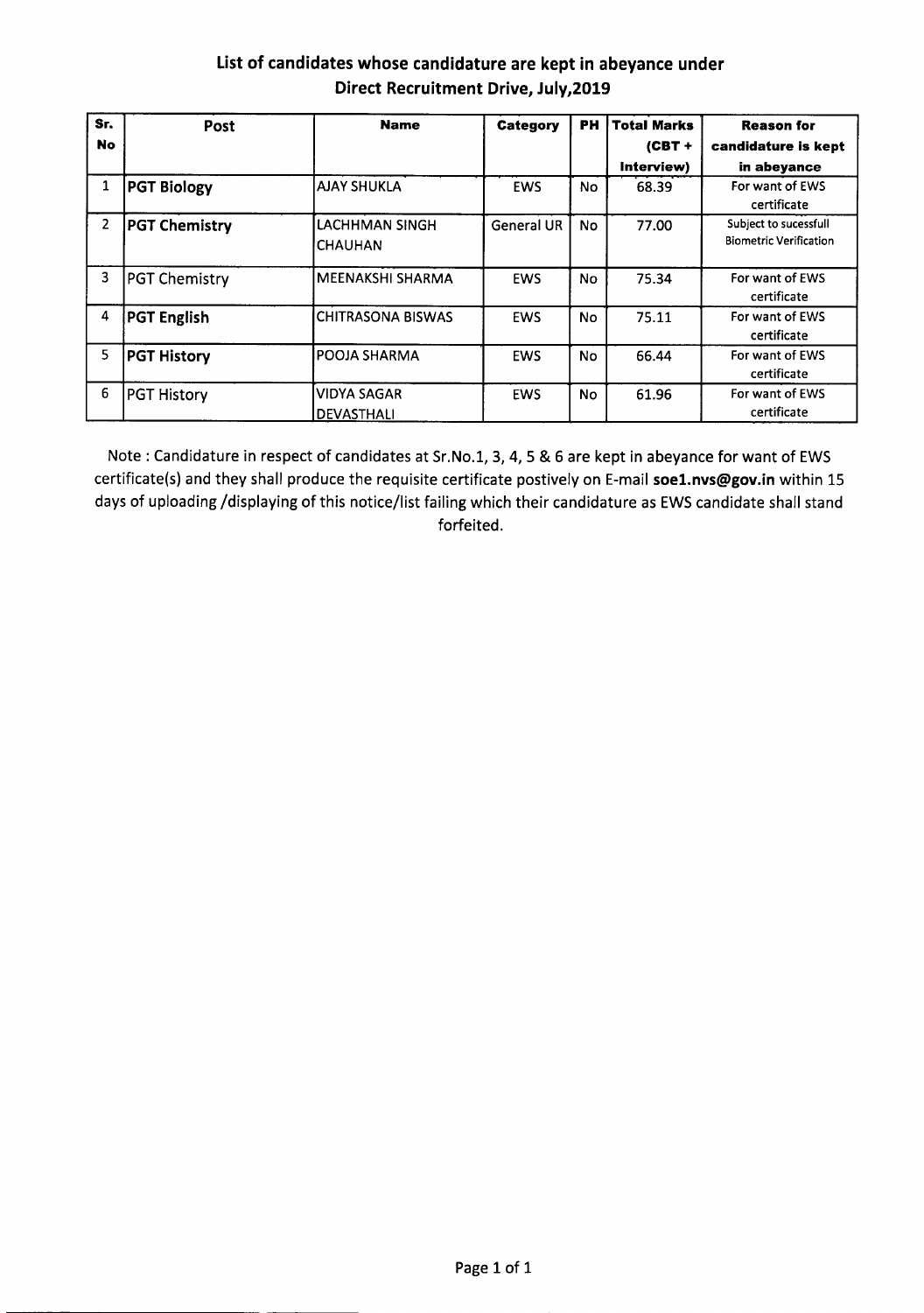## List of candidates whose candidature are kept in abeyance under Direct Recruitment Drive, July,2019

| Sr. No | Post | Name | Category | PH | Total Marks (CBT + Interview) | Reason for candidature is kept in abeyance |
|---|---|---|---|---|---|---|
| 1 | **PGT Biology** | AJAY SHUKLA | EWS | No | 68.39 | For want of EWS certificate |
| 2 | **PGT Chemistry** | LACHHMAN SINGH CHAUHAN | General UR | No | 77.00 | Subject to sucessfull Biometric Verification |
| 3 | PGT Chemistry | MEENAKSHI SHARMA | EWS | No | 75.34 | For want of EWS certificate |
| 4 | **PGT English** | CHITRASONA BISWAS | EWS | No | 75.11 | For want of EWS certificate |
| 5 | **PGT History** | POOJA SHARMA | EWS | No | 66.44 | For want of EWS certificate |
| 6 | PGT History | VIDYA SAGAR DEVASTHALI | EWS | No | 61.96 | For want of EWS certificate |

Note : Candidature in respect of candidates at Sr.No.1, 3, 4, 5 & 6 are kept in abeyance for want of EWS certificate(s) and they shall produce the requisite certificate postively on E-mail **soe1.nvs@gov.in** within 15 days of uploading /displaying of this notice/list failing which their candidature as EWS candidate shall stand forfeited.